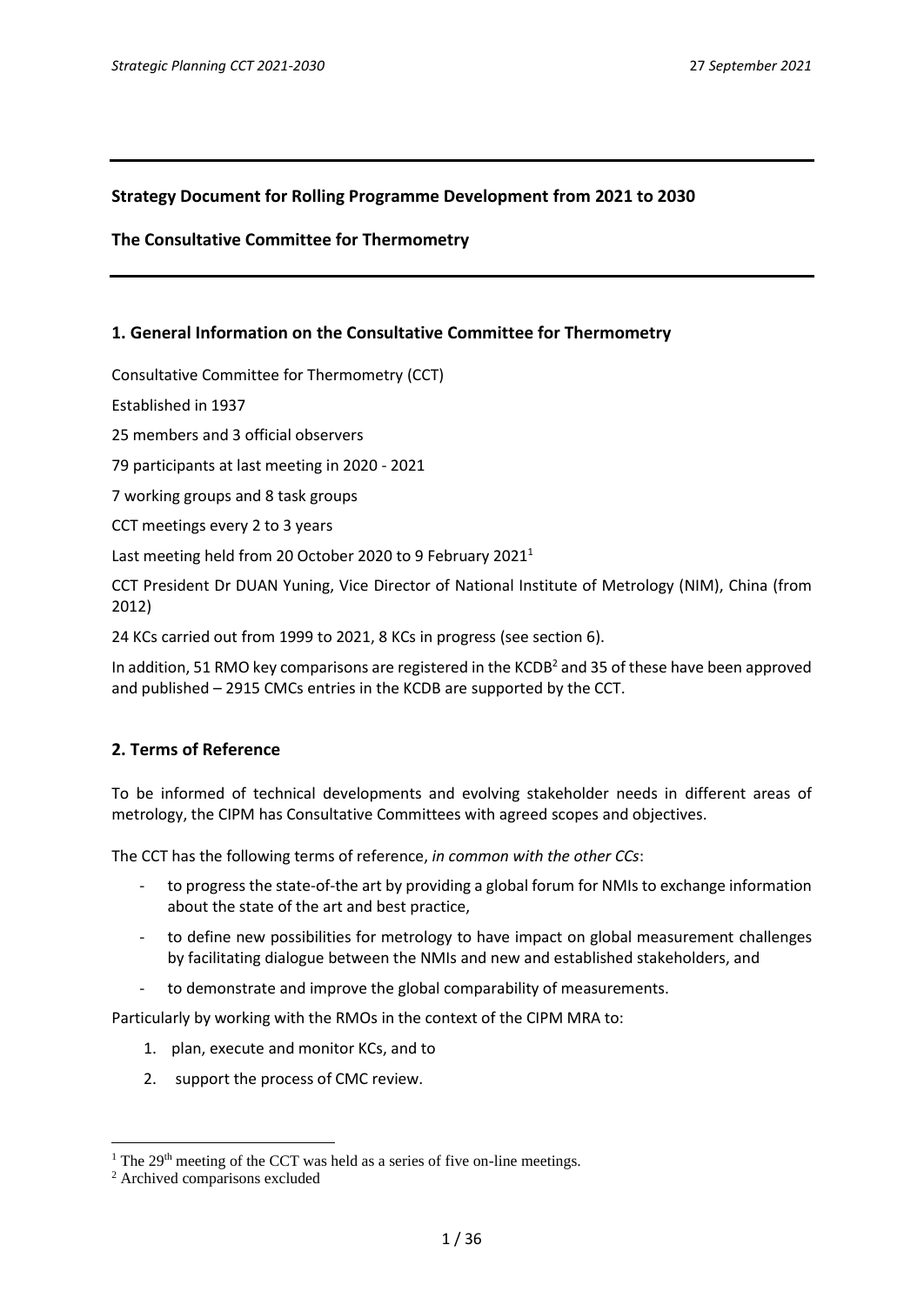## Strategy Document for Rolling Programme Development from 2021 to 2030

## The Consultative Committee for Thermometry

### 1. General Information on the Consultative Committee for Thermometry

Consultative Committee for Thermometry (CCT)

Established in 1937

25 members and 3 official observers

79 participants at last meeting in 2020 - 2021

7 working groups and 8 task groups

CCT meetings every 2 to 3 years

Last meeting held from 20 October 2020 to 9 February 2021[1]

CCT President Dr DUAN Yuning, Vice Director of National Institute of Metrology (NIM), China (from 2012)

24 KCs carried out from 1999 to 2021, 8 KCs in progress (see section 6).

In addition, 51 RMO key comparisons are registered in the KCDB[2] and 35 of these have been approved and published – 2915 CMCs entries in the KCDB are supported by the CCT.

### 2. Terms of Reference

To be informed of technical developments and evolving stakeholder needs in different areas of metrology, the CIPM has Consultative Committees with agreed scopes and objectives.

The CCT has the following terms of reference, *in common with the other CCs*:

- to progress the state-of-the art by providing a global forum for NMIs to exchange information about the state of the art and best practice,
- to define new possibilities for metrology to have impact on global measurement challenges by facilitating dialogue between the NMIs and new and established stakeholders, and
- to demonstrate and improve the global comparability of measurements.

Particularly by working with the RMOs in the context of the CIPM MRA to:

1. plan, execute and monitor KCs, and to
2. support the process of CMC review.

---

[1] The 29th meeting of the CCT was held as a series of five on-line meetings.

[2] Archived comparisons excluded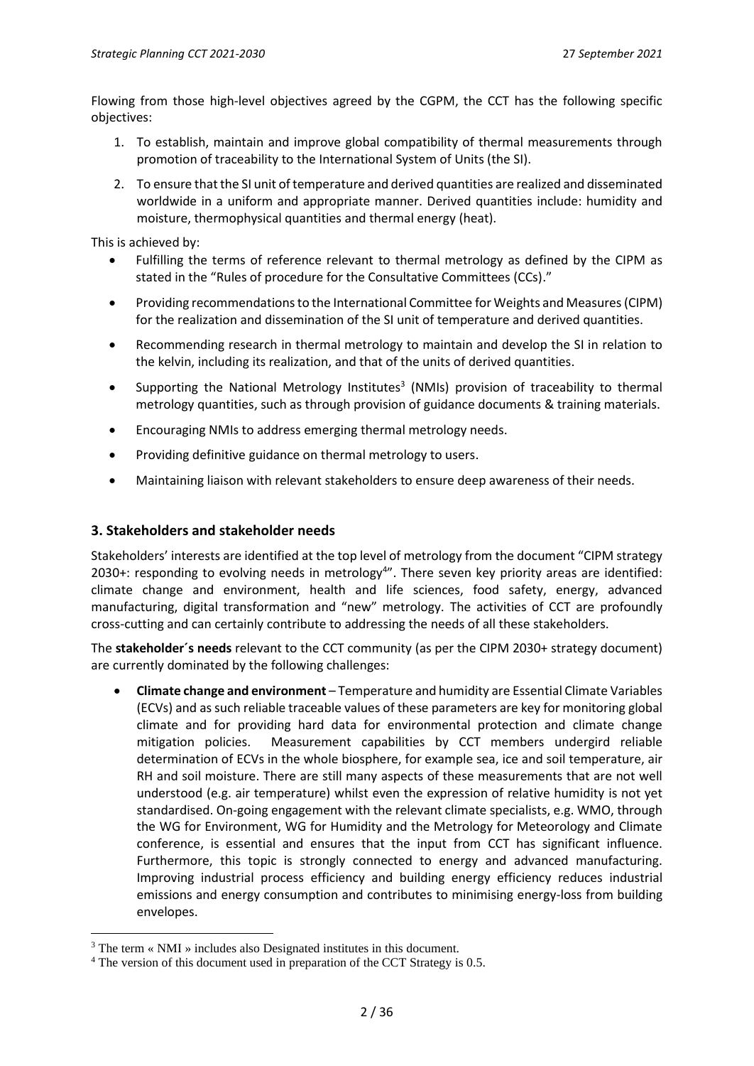Flowing from those high-level objectives agreed by the CGPM, the CCT has the following specific objectives:

1. To establish, maintain and improve global compatibility of thermal measurements through promotion of traceability to the International System of Units (the SI).
2. To ensure that the SI unit of temperature and derived quantities are realized and disseminated worldwide in a uniform and appropriate manner. Derived quantities include: humidity and moisture, thermophysical quantities and thermal energy (heat).

This is achieved by:

- Fulfilling the terms of reference relevant to thermal metrology as defined by the CIPM as stated in the "Rules of procedure for the Consultative Committees (CCs)."
- Providing recommendations to the International Committee for Weights and Measures (CIPM) for the realization and dissemination of the SI unit of temperature and derived quantities.
- Recommending research in thermal metrology to maintain and develop the SI in relation to the kelvin, including its realization, and that of the units of derived quantities.
- Supporting the National Metrology Institutes[3] (NMIs) provision of traceability to thermal metrology quantities, such as through provision of guidance documents & training materials.
- Encouraging NMIs to address emerging thermal metrology needs.
- Providing definitive guidance on thermal metrology to users.
- Maintaining liaison with relevant stakeholders to ensure deep awareness of their needs.

## 3. Stakeholders and stakeholder needs

Stakeholders' interests are identified at the top level of metrology from the document "CIPM strategy 2030+: responding to evolving needs in metrology[4]". There seven key priority areas are identified: climate change and environment, health and life sciences, food safety, energy, advanced manufacturing, digital transformation and "new" metrology. The activities of CCT are profoundly cross-cutting and can certainly contribute to addressing the needs of all these stakeholders.

The **stakeholder´s needs** relevant to the CCT community (as per the CIPM 2030+ strategy document) are currently dominated by the following challenges:

- **Climate change and environment** – Temperature and humidity are Essential Climate Variables (ECVs) and as such reliable traceable values of these parameters are key for monitoring global climate and for providing hard data for environmental protection and climate change mitigation policies. Measurement capabilities by CCT members undergird reliable determination of ECVs in the whole biosphere, for example sea, ice and soil temperature, air RH and soil moisture. There are still many aspects of these measurements that are not well understood (e.g. air temperature) whilst even the expression of relative humidity is not yet standardised. On-going engagement with the relevant climate specialists, e.g. WMO, through the WG for Environment, WG for Humidity and the Metrology for Meteorology and Climate conference, is essential and ensures that the input from CCT has significant influence. Furthermore, this topic is strongly connected to energy and advanced manufacturing. Improving industrial process efficiency and building energy efficiency reduces industrial emissions and energy consumption and contributes to minimising energy-loss from building envelopes.

---

[3] The term « NMI » includes also Designated institutes in this document.

[4] The version of this document used in preparation of the CCT Strategy is 0.5.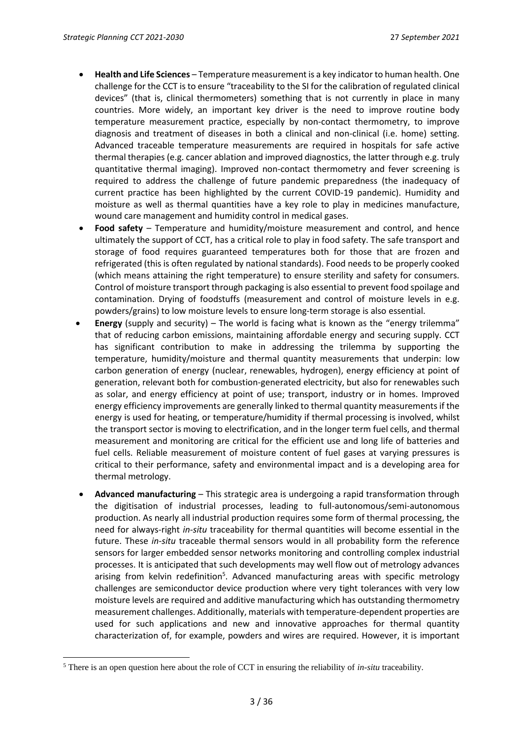- **Health and Life Sciences** – Temperature measurement is a key indicator to human health. One challenge for the CCT is to ensure "traceability to the SI for the calibration of regulated clinical devices" (that is, clinical thermometers) something that is not currently in place in many countries. More widely, an important key driver is the need to improve routine body temperature measurement practice, especially by non-contact thermometry, to improve diagnosis and treatment of diseases in both a clinical and non-clinical (i.e. home) setting. Advanced traceable temperature measurements are required in hospitals for safe active thermal therapies (e.g. cancer ablation and improved diagnostics, the latter through e.g. truly quantitative thermal imaging). Improved non-contact thermometry and fever screening is required to address the challenge of future pandemic preparedness (the inadequacy of current practice has been highlighted by the current COVID-19 pandemic). Humidity and moisture as well as thermal quantities have a key role to play in medicines manufacture, wound care management and humidity control in medical gases.
- **Food safety** – Temperature and humidity/moisture measurement and control, and hence ultimately the support of CCT, has a critical role to play in food safety. The safe transport and storage of food requires guaranteed temperatures both for those that are frozen and refrigerated (this is often regulated by national standards). Food needs to be properly cooked (which means attaining the right temperature) to ensure sterility and safety for consumers. Control of moisture transport through packaging is also essential to prevent food spoilage and contamination. Drying of foodstuffs (measurement and control of moisture levels in e.g. powders/grains) to low moisture levels to ensure long-term storage is also essential.
- **Energy** (supply and security) – The world is facing what is known as the "energy trilemma" that of reducing carbon emissions, maintaining affordable energy and securing supply. CCT has significant contribution to make in addressing the trilemma by supporting the temperature, humidity/moisture and thermal quantity measurements that underpin: low carbon generation of energy (nuclear, renewables, hydrogen), energy efficiency at point of generation, relevant both for combustion-generated electricity, but also for renewables such as solar, and energy efficiency at point of use; transport, industry or in homes. Improved energy efficiency improvements are generally linked to thermal quantity measurements if the energy is used for heating, or temperature/humidity if thermal processing is involved, whilst the transport sector is moving to electrification, and in the longer term fuel cells, and thermal measurement and monitoring are critical for the efficient use and long life of batteries and fuel cells. Reliable measurement of moisture content of fuel gases at varying pressures is critical to their performance, safety and environmental impact and is a developing area for thermal metrology.
- **Advanced manufacturing** – This strategic area is undergoing a rapid transformation through the digitisation of industrial processes, leading to full-autonomous/semi-autonomous production. As nearly all industrial production requires some form of thermal processing, the need for always-right *in-situ* traceability for thermal quantities will become essential in the future. These *in-situ* traceable thermal sensors would in all probability form the reference sensors for larger embedded sensor networks monitoring and controlling complex industrial processes. It is anticipated that such developments may well flow out of metrology advances arising from kelvin redefinition[5]. Advanced manufacturing areas with specific metrology challenges are semiconductor device production where very tight tolerances with very low moisture levels are required and additive manufacturing which has outstanding thermometry measurement challenges. Additionally, materials with temperature-dependent properties are used for such applications and new and innovative approaches for thermal quantity characterization of, for example, powders and wires are required. However, it is important

[5] There is an open question here about the role of CCT in ensuring the reliability of *in-situ* traceability.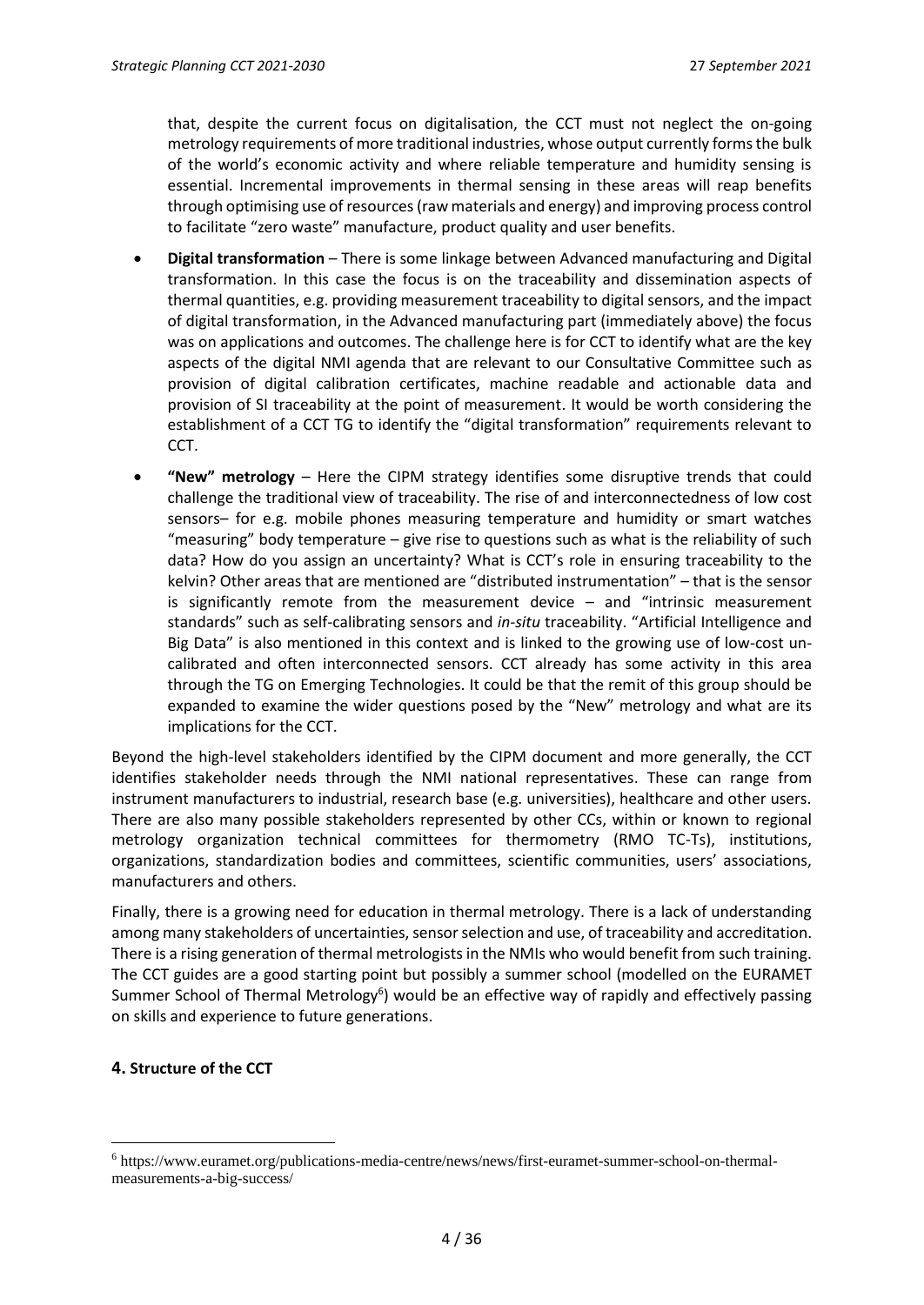that, despite the current focus on digitalisation, the CCT must not neglect the on-going metrology requirements of more traditional industries, whose output currently forms the bulk of the world's economic activity and where reliable temperature and humidity sensing is essential. Incremental improvements in thermal sensing in these areas will reap benefits through optimising use of resources (raw materials and energy) and improving process control to facilitate "zero waste" manufacture, product quality and user benefits.

- **Digital transformation** – There is some linkage between Advanced manufacturing and Digital transformation. In this case the focus is on the traceability and dissemination aspects of thermal quantities, e.g. providing measurement traceability to digital sensors, and the impact of digital transformation, in the Advanced manufacturing part (immediately above) the focus was on applications and outcomes. The challenge here is for CCT to identify what are the key aspects of the digital NMI agenda that are relevant to our Consultative Committee such as provision of digital calibration certificates, machine readable and actionable data and provision of SI traceability at the point of measurement. It would be worth considering the establishment of a CCT TG to identify the "digital transformation" requirements relevant to CCT.
- **"New" metrology** – Here the CIPM strategy identifies some disruptive trends that could challenge the traditional view of traceability. The rise of and interconnectedness of low cost sensors– for e.g. mobile phones measuring temperature and humidity or smart watches "measuring" body temperature – give rise to questions such as what is the reliability of such data? How do you assign an uncertainty? What is CCT's role in ensuring traceability to the kelvin? Other areas that are mentioned are "distributed instrumentation" – that is the sensor is significantly remote from the measurement device – and "intrinsic measurement standards" such as self-calibrating sensors and *in-situ* traceability. "Artificial Intelligence and Big Data" is also mentioned in this context and is linked to the growing use of low-cost un-calibrated and often interconnected sensors. CCT already has some activity in this area through the TG on Emerging Technologies. It could be that the remit of this group should be expanded to examine the wider questions posed by the "New" metrology and what are its implications for the CCT.

Beyond the high-level stakeholders identified by the CIPM document and more generally, the CCT identifies stakeholder needs through the NMI national representatives. These can range from instrument manufacturers to industrial, research base (e.g. universities), healthcare and other users. There are also many possible stakeholders represented by other CCs, within or known to regional metrology organization technical committees for thermometry (RMO TC-Ts), institutions, organizations, standardization bodies and committees, scientific communities, users' associations, manufacturers and others.

Finally, there is a growing need for education in thermal metrology. There is a lack of understanding among many stakeholders of uncertainties, sensor selection and use, of traceability and accreditation. There is a rising generation of thermal metrologists in the NMIs who would benefit from such training. The CCT guides are a good starting point but possibly a summer school (modelled on the EURAMET Summer School of Thermal Metrology[6]) would be an effective way of rapidly and effectively passing on skills and experience to future generations.

## 4. Structure of the CCT

[6] https://www.euramet.org/publications-media-centre/news/news/first-euramet-summer-school-on-thermal-measurements-a-big-success/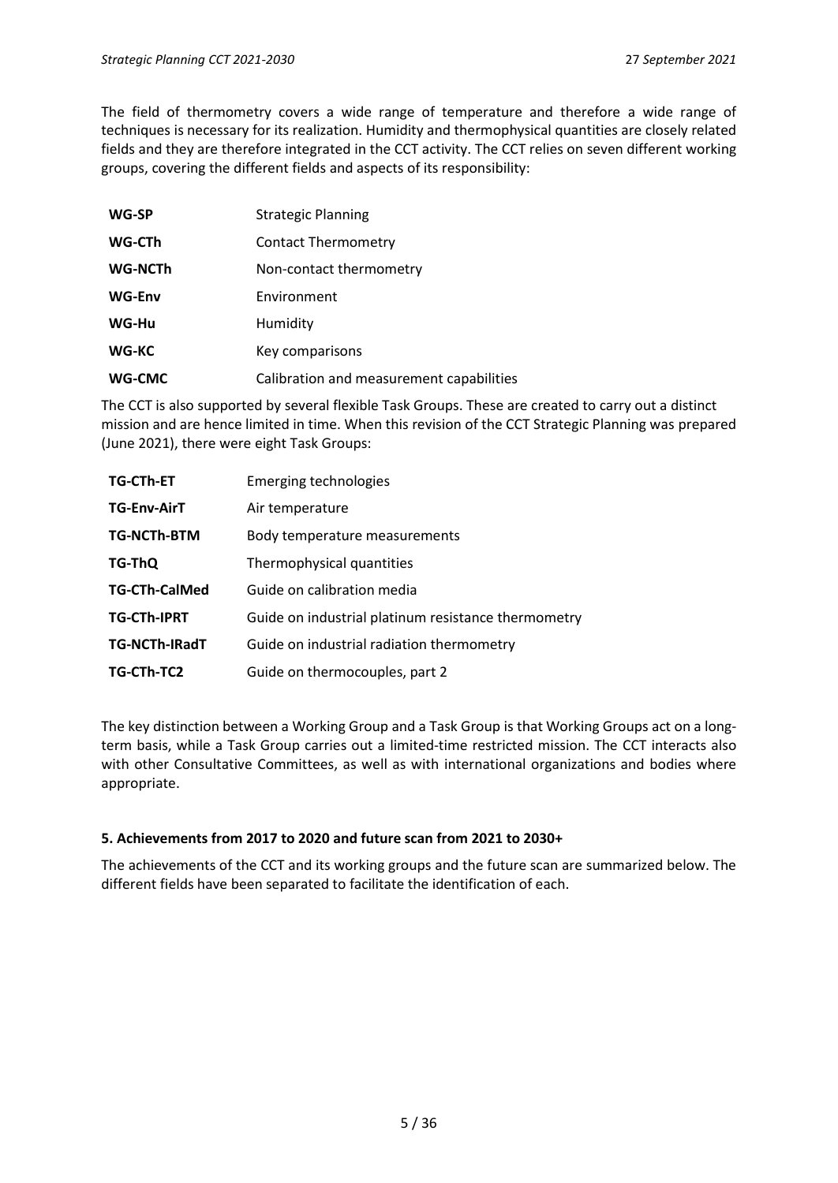The field of thermometry covers a wide range of temperature and therefore a wide range of techniques is necessary for its realization. Humidity and thermophysical quantities are closely related fields and they are therefore integrated in the CCT activity. The CCT relies on seven different working groups, covering the different fields and aspects of its responsibility:

| | |
|---|---|
| **WG-SP** | Strategic Planning |
| **WG-CTh** | Contact Thermometry |
| **WG-NCTh** | Non-contact thermometry |
| **WG-Env** | Environment |
| **WG-Hu** | Humidity |
| **WG-KC** | Key comparisons |
| **WG-CMC** | Calibration and measurement capabilities |

The CCT is also supported by several flexible Task Groups. These are created to carry out a distinct mission and are hence limited in time. When this revision of the CCT Strategic Planning was prepared (June 2021), there were eight Task Groups:

| | |
|---|---|
| **TG-CTh-ET** | Emerging technologies |
| **TG-Env-AirT** | Air temperature |
| **TG-NCTh-BTM** | Body temperature measurements |
| **TG-ThQ** | Thermophysical quantities |
| **TG-CTh-CalMed** | Guide on calibration media |
| **TG-CTh-IPRT** | Guide on industrial platinum resistance thermometry |
| **TG-NCTh-IRadT** | Guide on industrial radiation thermometry |
| **TG-CTh-TC2** | Guide on thermocouples, part 2 |

The key distinction between a Working Group and a Task Group is that Working Groups act on a long-term basis, while a Task Group carries out a limited-time restricted mission. The CCT interacts also with other Consultative Committees, as well as with international organizations and bodies where appropriate.

## 5. Achievements from 2017 to 2020 and future scan from 2021 to 2030+

The achievements of the CCT and its working groups and the future scan are summarized below. The different fields have been separated to facilitate the identification of each.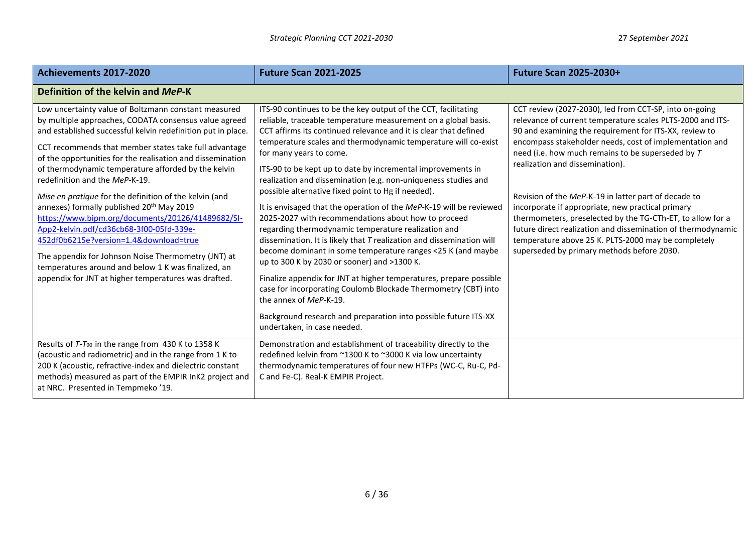| Achievements 2017-2020 | Future Scan 2021-2025 | Future Scan 2025-2030+ |
|---|---|---|
| **Definition of the kelvin and *MeP*-K** | | |
| Low uncertainty value of Boltzmann constant measured by multiple approaches, CODATA consensus value agreed and established successful kelvin redefinition put in place.<br><br>CCT recommends that member states take full advantage of the opportunities for the realisation and dissemination of thermodynamic temperature afforded by the kelvin redefinition and the *MeP*-K-19.<br><br>*Mise en pratique* for the definition of the kelvin (and annexes) formally published 20th May 2019 [https://www.bipm.org/documents/20126/41489682/SI-App2-kelvin.pdf/cd36cb68-3f00-05fd-339e-452df0b6215e?version=1.4&download=true](https://www.bipm.org/documents/20126/41489682/SI-App2-kelvin.pdf/cd36cb68-3f00-05fd-339e-452df0b6215e?version=1.4&download=true)<br><br>The appendix for Johnson Noise Thermometry (JNT) at temperatures around and below 1 K was finalized, an appendix for JNT at higher temperatures was drafted. | ITS-90 continues to be the key output of the CCT, facilitating reliable, traceable temperature measurement on a global basis. CCT affirms its continued relevance and it is clear that defined temperature scales and thermodynamic temperature will co-exist for many years to come.<br><br>ITS-90 to be kept up to date by incremental improvements in realization and dissemination (e.g. non-uniqueness studies and possible alternative fixed point to Hg if needed).<br><br>It is envisaged that the operation of the *MeP*-K-19 will be reviewed 2025-2027 with recommendations about how to proceed regarding thermodynamic temperature realization and dissemination. It is likely that $T$ realization and dissemination will become dominant in some temperature ranges <25 K (and maybe up to 300 K by 2030 or sooner) and >1300 K.<br><br>Finalize appendix for JNT at higher temperatures, prepare possible case for incorporating Coulomb Blockade Thermometry (CBT) into the annex of *MeP*-K-19.<br><br>Background research and preparation into possible future ITS-XX undertaken, in case needed. | CCT review (2027-2030), led from CCT-SP, into on-going relevance of current temperature scales PLTS-2000 and ITS-90 and examining the requirement for ITS-XX, review to encompass stakeholder needs, cost of implementation and need (i.e. how much remains to be superseded by $T$ realization and dissemination).<br><br>Revision of the *MeP*-K-19 in latter part of decade to incorporate if appropriate, new practical primary thermometers, preselected by the TG-CTh-ET, to allow for a future direct realization and dissemination of thermodynamic temperature above 25 K. PLTS-2000 may be completely superseded by primary methods before 2030. |
| Results of $T$-$T_{90}$ in the range from 430 K to 1358 K (acoustic and radiometric) and in the range from 1 K to 200 K (acoustic, refractive-index and dielectric constant methods) measured as part of the EMPIR InK2 project and at NRC. Presented in Tempmeko '19. | Demonstration and establishment of traceability directly to the redefined kelvin from ~1300 K to ~3000 K via low uncertainty thermodynamic temperatures of four new HTFPs (WC-C, Ru-C, Pd-C and Fe-C). Real-K EMPIR Project. | |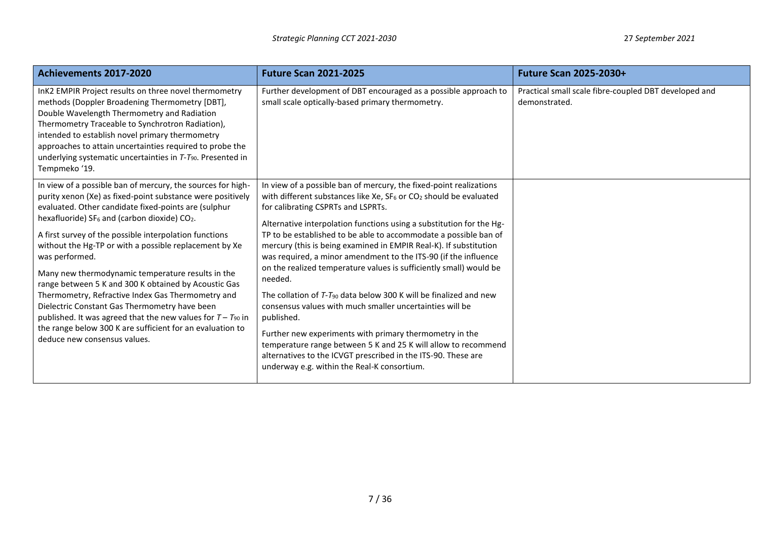| Achievements 2017-2020 | Future Scan 2021-2025 | Future Scan 2025-2030+ |
|---|---|---|
| InK2 EMPIR Project results on three novel thermometry methods (Doppler Broadening Thermometry [DBT], Double Wavelength Thermometry and Radiation Thermometry Traceable to Synchrotron Radiation), intended to establish novel primary thermometry approaches to attain uncertainties required to probe the underlying systematic uncertainties in $T$-$T_{90}$. Presented in Tempmeko '19. | Further development of DBT encouraged as a possible approach to small scale optically-based primary thermometry. | Practical small scale fibre-coupled DBT developed and demonstrated. |
| In view of a possible ban of mercury, the sources for high-purity xenon (Xe) as fixed-point substance were positively evaluated. Other candidate fixed-points are (sulphur hexafluoride) $SF_6$ and (carbon dioxide) $CO_2$.<br><br>A first survey of the possible interpolation functions without the Hg-TP or with a possible replacement by Xe was performed.<br><br>Many new thermodynamic temperature results in the range between 5 K and 300 K obtained by Acoustic Gas Thermometry, Refractive Index Gas Thermometry and Dielectric Constant Gas Thermometry have been published. It was agreed that the new values for $T - T_{90}$ in the range below 300 K are sufficient for an evaluation to deduce new consensus values. | In view of a possible ban of mercury, the fixed-point realizations with different substances like Xe, $SF_6$ or $CO_2$ should be evaluated for calibrating CSPRTs and LSPRTs.<br><br>Alternative interpolation functions using a substitution for the Hg-TP to be established to be able to accommodate a possible ban of mercury (this is being examined in EMPIR Real-K). If substitution was required, a minor amendment to the ITS-90 (if the influence on the realized temperature values is sufficiently small) would be needed.<br><br>The collation of $T$-$T_{90}$ data below 300 K will be finalized and new consensus values with much smaller uncertainties will be published.<br><br>Further new experiments with primary thermometry in the temperature range between 5 K and 25 K will allow to recommend alternatives to the ICVGT prescribed in the ITS-90. These are underway e.g. within the Real-K consortium. | |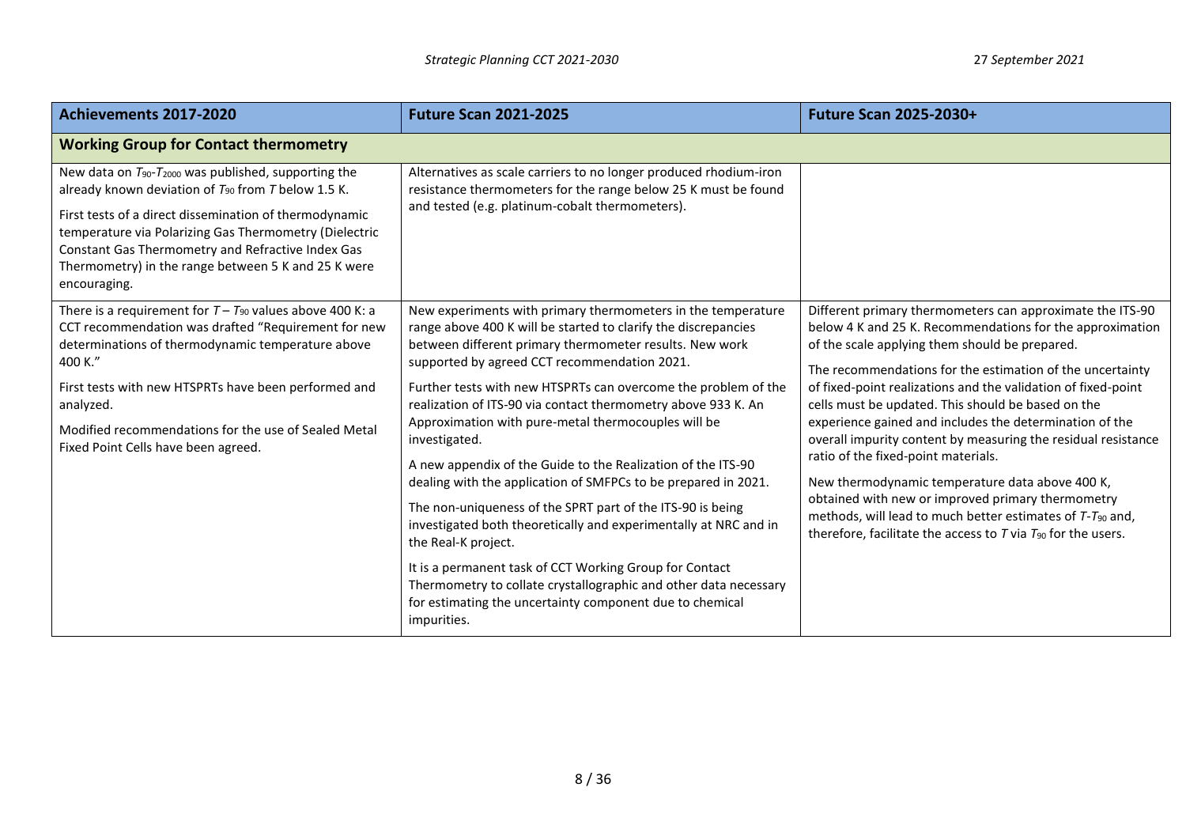| Achievements 2017-2020 | Future Scan 2021-2025 | Future Scan 2025-2030+ |
| --- | --- | --- |
| **Working Group for Contact thermometry** | | |
| New data on $T_{90}$-$T_{2000}$ was published, supporting the already known deviation of $T_{90}$ from $T$ below 1.5 K.<br><br>First tests of a direct dissemination of thermodynamic temperature via Polarizing Gas Thermometry (Dielectric Constant Gas Thermometry and Refractive Index Gas Thermometry) in the range between 5 K and 25 K were encouraging. | Alternatives as scale carriers to no longer produced rhodium-iron resistance thermometers for the range below 25 K must be found and tested (e.g. platinum-cobalt thermometers). | |
| There is a requirement for $T - T_{90}$ values above 400 K: a CCT recommendation was drafted "Requirement for new determinations of thermodynamic temperature above 400 K."<br><br>First tests with new HTSPRTs have been performed and analyzed.<br><br>Modified recommendations for the use of Sealed Metal Fixed Point Cells have been agreed. | New experiments with primary thermometers in the temperature range above 400 K will be started to clarify the discrepancies between different primary thermometer results. New work supported by agreed CCT recommendation 2021.<br><br>Further tests with new HTSPRTs can overcome the problem of the realization of ITS-90 via contact thermometry above 933 K. An Approximation with pure-metal thermocouples will be investigated.<br><br>A new appendix of the Guide to the Realization of the ITS-90 dealing with the application of SMFPCs to be prepared in 2021.<br><br>The non-uniqueness of the SPRT part of the ITS-90 is being investigated both theoretically and experimentally at NRC and in the Real-K project.<br><br>It is a permanent task of CCT Working Group for Contact Thermometry to collate crystallographic and other data necessary for estimating the uncertainty component due to chemical impurities. | Different primary thermometers can approximate the ITS-90 below 4 K and 25 K. Recommendations for the approximation of the scale applying them should be prepared.<br><br>The recommendations for the estimation of the uncertainty of fixed-point realizations and the validation of fixed-point cells must be updated. This should be based on the experience gained and includes the determination of the overall impurity content by measuring the residual resistance ratio of the fixed-point materials.<br><br>New thermodynamic temperature data above 400 K, obtained with new or improved primary thermometry methods, will lead to much better estimates of $T$-$T_{90}$ and, therefore, facilitate the access to $T$ via $T_{90}$ for the users. |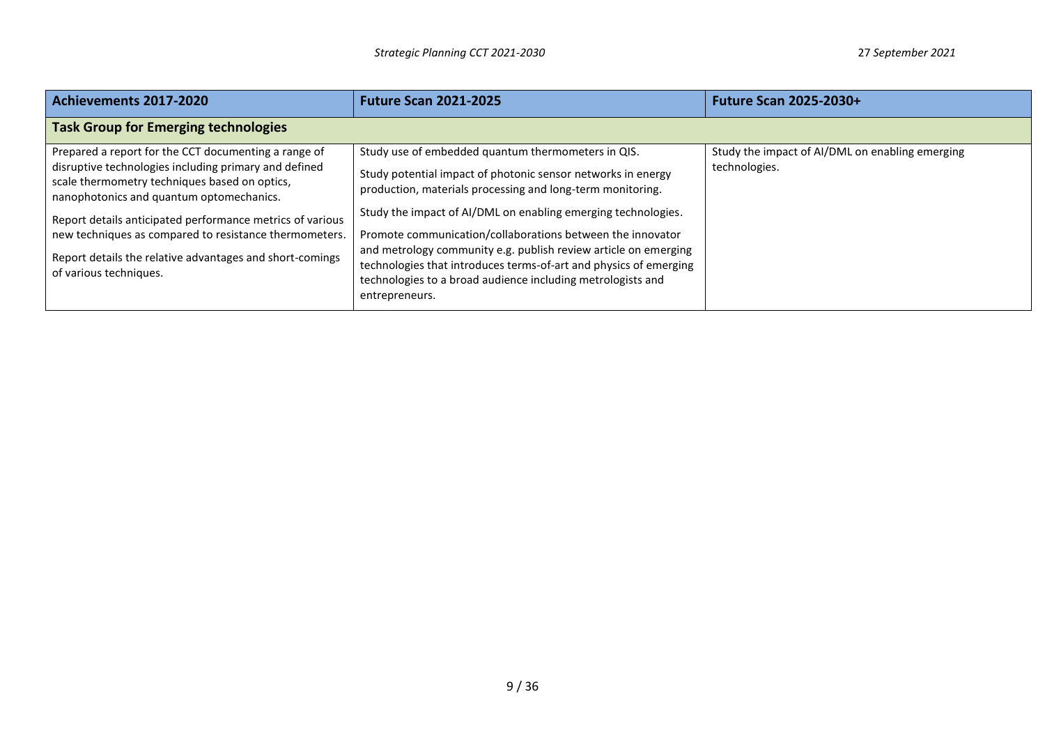| Achievements 2017-2020 | Future Scan 2021-2025 | Future Scan 2025-2030+ |
|---|---|---|
| **Task Group for Emerging technologies** | | |
| Prepared a report for the CCT documenting a range of disruptive technologies including primary and defined scale thermometry techniques based on optics, nanophotonics and quantum optomechanics.<br><br>Report details anticipated performance metrics of various new techniques as compared to resistance thermometers.<br><br>Report details the relative advantages and short-comings of various techniques. | Study use of embedded quantum thermometers in QIS.<br><br>Study potential impact of photonic sensor networks in energy production, materials processing and long-term monitoring.<br><br>Study the impact of AI/DML on enabling emerging technologies.<br><br>Promote communication/collaborations between the innovator and metrology community e.g. publish review article on emerging technologies that introduces terms-of-art and physics of emerging technologies to a broad audience including metrologists and entrepreneurs. | Study the impact of AI/DML on enabling emerging technologies. |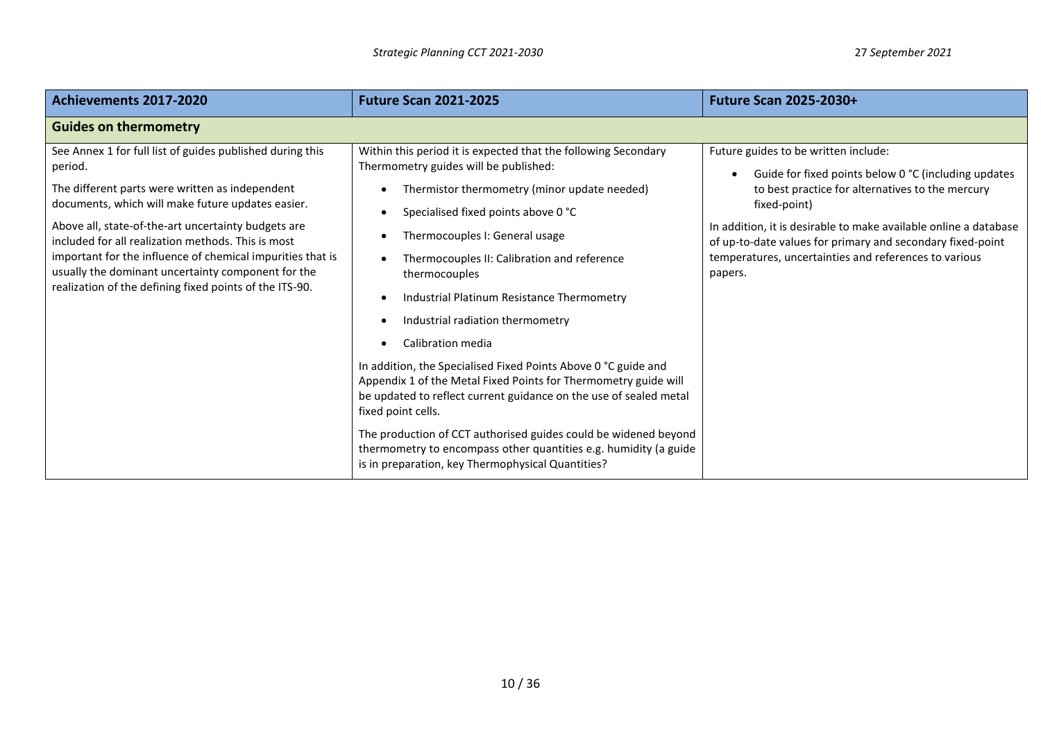| Achievements 2017-2020 | Future Scan 2021-2025 | Future Scan 2025-2030+ |
|---|---|---|
| **Guides on thermometry** | | |
| See Annex 1 for full list of guides published during this period.<br><br>The different parts were written as independent documents, which will make future updates easier.<br><br>Above all, state-of-the-art uncertainty budgets are included for all realization methods. This is most important for the influence of chemical impurities that is usually the dominant uncertainty component for the realization of the defining fixed points of the ITS-90. | Within this period it is expected that the following Secondary Thermometry guides will be published:<br><br>• Thermistor thermometry (minor update needed)<br>• Specialised fixed points above 0 °C<br>• Thermocouples I: General usage<br>• Thermocouples II: Calibration and reference thermocouples<br>• Industrial Platinum Resistance Thermometry<br>• Industrial radiation thermometry<br>• Calibration media<br><br>In addition, the Specialised Fixed Points Above 0 °C guide and Appendix 1 of the Metal Fixed Points for Thermometry guide will be updated to reflect current guidance on the use of sealed metal fixed point cells.<br><br>The production of CCT authorised guides could be widened beyond thermometry to encompass other quantities e.g. humidity (a guide is in preparation, key Thermophysical Quantities? | Future guides to be written include:<br><br>• Guide for fixed points below 0 °C (including updates to best practice for alternatives to the mercury fixed-point)<br><br>In addition, it is desirable to make available online a database of up-to-date values for primary and secondary fixed-point temperatures, uncertainties and references to various papers. |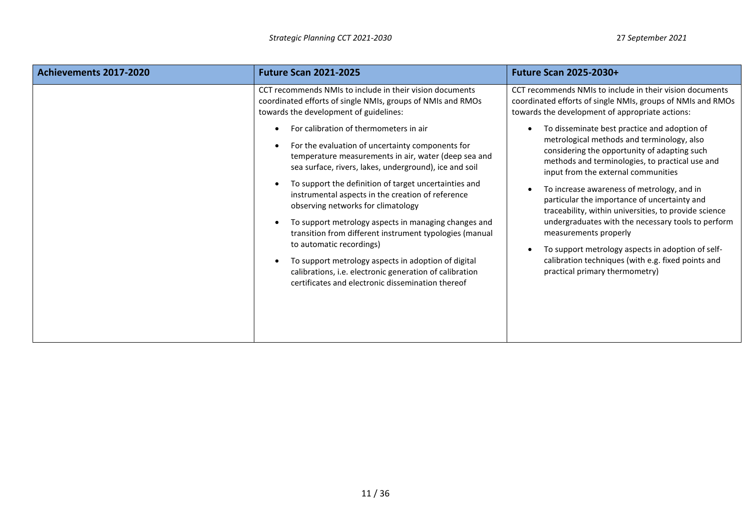| Achievements 2017-2020 | Future Scan 2021-2025 | Future Scan 2025-2030+ |
|---|---|---|
| | CCT recommends NMIs to include in their vision documents coordinated efforts of single NMIs, groups of NMIs and RMOs towards the development of guidelines:<br><br>• For calibration of thermometers in air<br>• For the evaluation of uncertainty components for temperature measurements in air, water (deep sea and sea surface, rivers, lakes, underground), ice and soil<br>• To support the definition of target uncertainties and instrumental aspects in the creation of reference observing networks for climatology<br>• To support metrology aspects in managing changes and transition from different instrument typologies (manual to automatic recordings)<br>• To support metrology aspects in adoption of digital calibrations, i.e. electronic generation of calibration certificates and electronic dissemination thereof | CCT recommends NMIs to include in their vision documents coordinated efforts of single NMIs, groups of NMIs and RMOs towards the development of appropriate actions:<br><br>• To disseminate best practice and adoption of metrological methods and terminology, also considering the opportunity of adapting such methods and terminologies, to practical use and input from the external communities<br>• To increase awareness of metrology, and in particular the importance of uncertainty and traceability, within universities, to provide science undergraduates with the necessary tools to perform measurements properly<br>• To support metrology aspects in adoption of self-calibration techniques (with e.g. fixed points and practical primary thermometry) |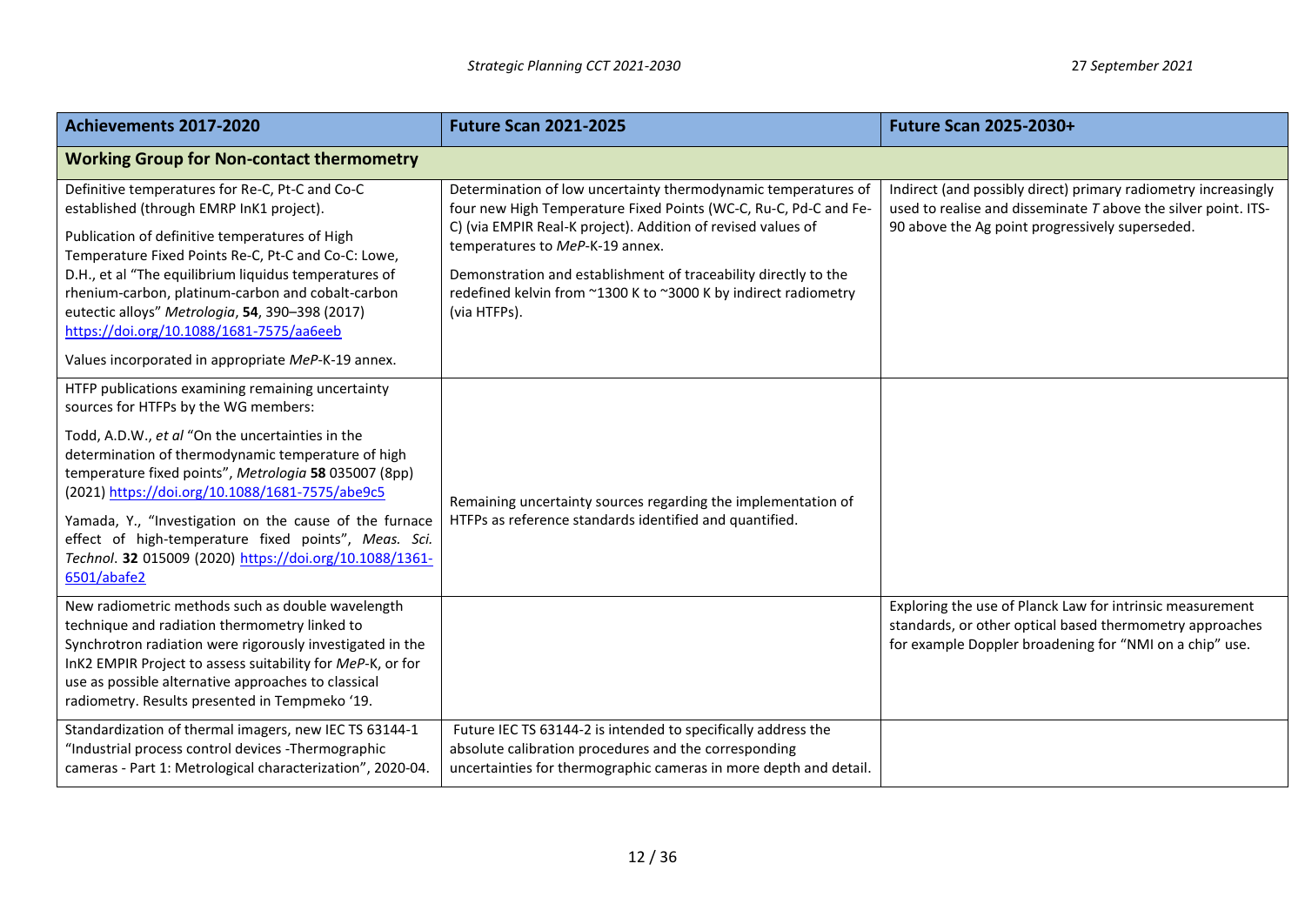| Achievements 2017-2020 | Future Scan 2021-2025 | Future Scan 2025-2030+ |
|---|---|---|
| **Working Group for Non-contact thermometry** | | |
| Definitive temperatures for Re-C, Pt-C and Co-C established (through EMRP InK1 project).<br><br>Publication of definitive temperatures of High Temperature Fixed Points Re-C, Pt-C and Co-C: Lowe, D.H., et al "The equilibrium liquidus temperatures of rhenium-carbon, platinum-carbon and cobalt-carbon eutectic alloys" *Metrologia*, **54**, 390–398 (2017) https://doi.org/10.1088/1681-7575/aa6eeb<br><br>Values incorporated in appropriate *MeP*-K-19 annex. | Determination of low uncertainty thermodynamic temperatures of four new High Temperature Fixed Points (WC-C, Ru-C, Pd-C and Fe-C) (via EMPIR Real-K project). Addition of revised values of temperatures to *MeP*-K-19 annex.<br><br>Demonstration and establishment of traceability directly to the redefined kelvin from ~1300 K to ~3000 K by indirect radiometry (via HTFPs). | Indirect (and possibly direct) primary radiometry increasingly used to realise and disseminate *T* above the silver point. ITS-90 above the Ag point progressively superseded. |
| HTFP publications examining remaining uncertainty sources for HTFPs by the WG members:<br><br>Todd, A.D.W., *et al* "On the uncertainties in the determination of thermodynamic temperature of high temperature fixed points", *Metrologia* **58** 035007 (8pp) (2021) https://doi.org/10.1088/1681-7575/abe9c5<br><br>Yamada, Y., "Investigation on the cause of the furnace effect of high-temperature fixed points", *Meas. Sci. Technol*. **32** 015009 (2020) https://doi.org/10.1088/1361-6501/abafe2 | Remaining uncertainty sources regarding the implementation of HTFPs as reference standards identified and quantified. | |
| New radiometric methods such as double wavelength technique and radiation thermometry linked to Synchrotron radiation were rigorously investigated in the InK2 EMPIR Project to assess suitability for *MeP*-K, or for use as possible alternative approaches to classical radiometry. Results presented in Tempmeko '19. | | Exploring the use of Planck Law for intrinsic measurement standards, or other optical based thermometry approaches for example Doppler broadening for "NMI on a chip" use. |
| Standardization of thermal imagers, new IEC TS 63144-1 "Industrial process control devices -Thermographic cameras - Part 1: Metrological characterization", 2020-04. | Future IEC TS 63144-2 is intended to specifically address the absolute calibration procedures and the corresponding uncertainties for thermographic cameras in more depth and detail. | |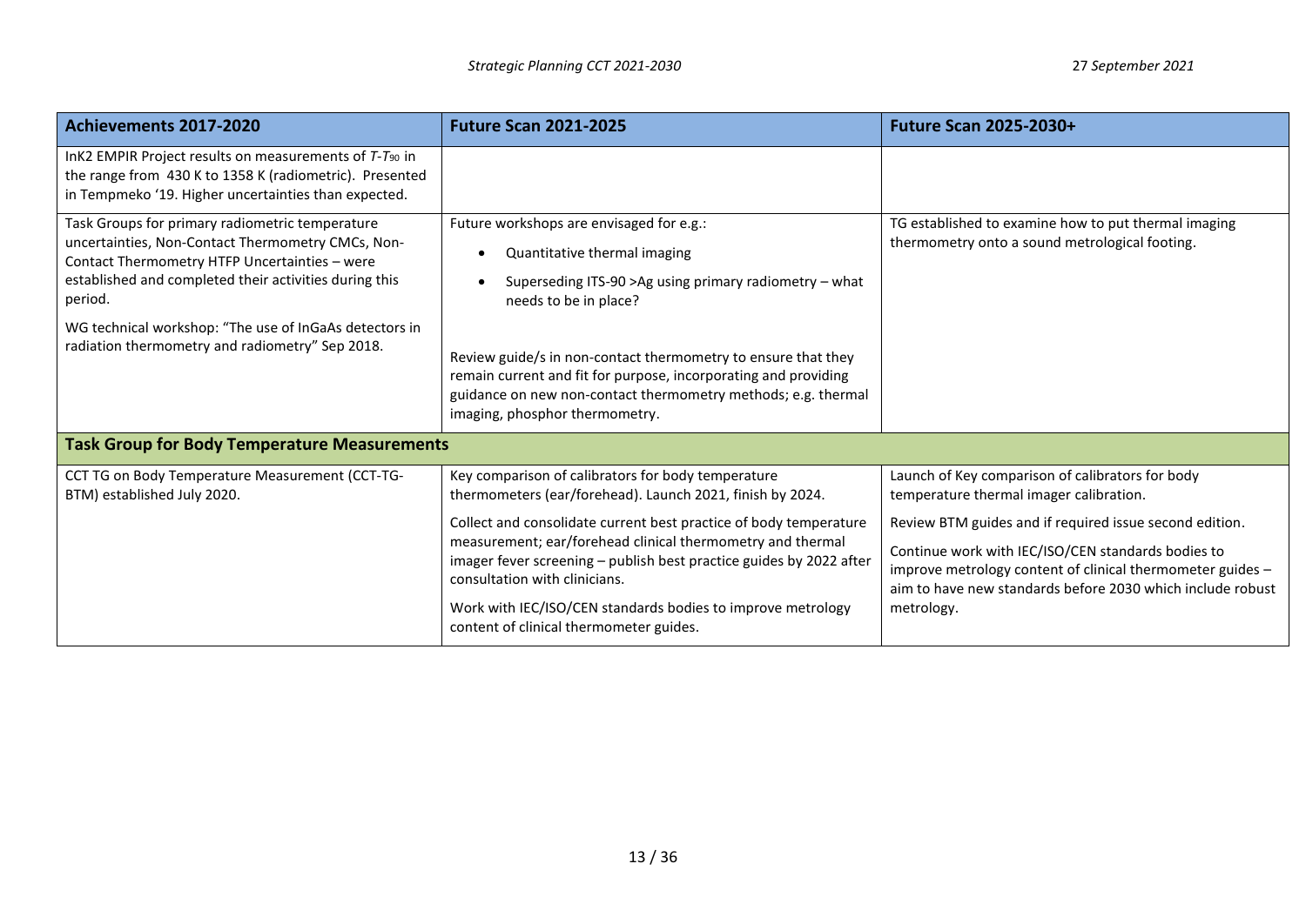| Achievements 2017-2020 | Future Scan 2021-2025 | Future Scan 2025-2030+ |
|---|---|---|
| InK2 EMPIR Project results on measurements of $T$-$T_{90}$ in the range from 430 K to 1358 K (radiometric). Presented in Tempmeko '19. Higher uncertainties than expected. | | |
| Task Groups for primary radiometric temperature uncertainties, Non-Contact Thermometry CMCs, Non-Contact Thermometry HTFP Uncertainties – were established and completed their activities during this period.<br><br>WG technical workshop: "The use of InGaAs detectors in radiation thermometry and radiometry" Sep 2018. | Future workshops are envisaged for e.g.:<br>• Quantitative thermal imaging<br>• Superseding ITS-90 >Ag using primary radiometry – what needs to be in place?<br><br>Review guide/s in non-contact thermometry to ensure that they remain current and fit for purpose, incorporating and providing guidance on new non-contact thermometry methods; e.g. thermal imaging, phosphor thermometry. | TG established to examine how to put thermal imaging thermometry onto a sound metrological footing. |
| **Task Group for Body Temperature Measurements** | | |
| CCT TG on Body Temperature Measurement (CCT-TG-BTM) established July 2020. | Key comparison of calibrators for body temperature thermometers (ear/forehead). Launch 2021, finish by 2024.<br><br>Collect and consolidate current best practice of body temperature measurement; ear/forehead clinical thermometry and thermal imager fever screening – publish best practice guides by 2022 after consultation with clinicians.<br><br>Work with IEC/ISO/CEN standards bodies to improve metrology content of clinical thermometer guides. | Launch of Key comparison of calibrators for body temperature thermal imager calibration.<br><br>Review BTM guides and if required issue second edition.<br><br>Continue work with IEC/ISO/CEN standards bodies to improve metrology content of clinical thermometer guides – aim to have new standards before 2030 which include robust metrology. |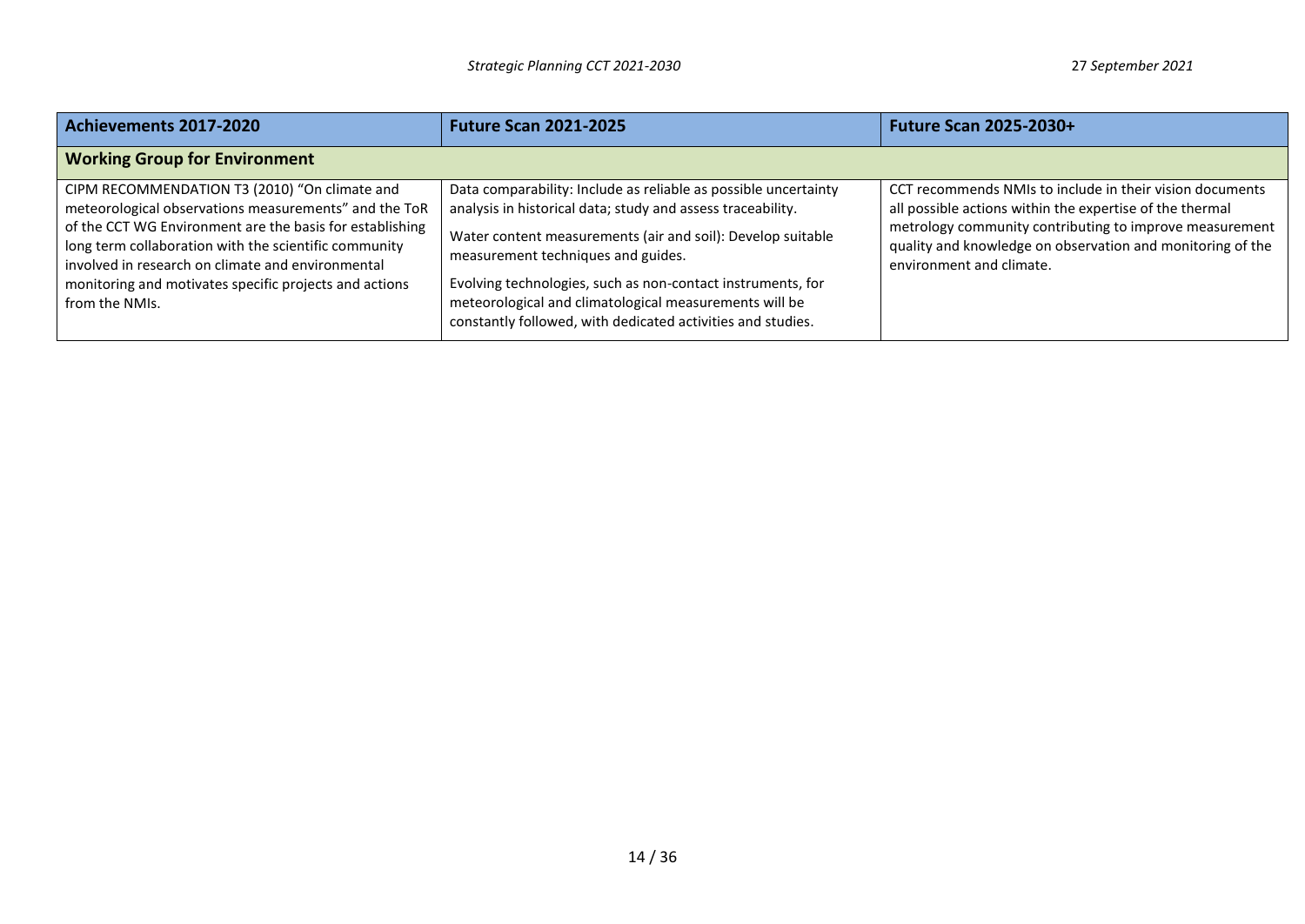| Achievements 2017-2020 | Future Scan 2021-2025 | Future Scan 2025-2030+ |
|---|---|---|
| **Working Group for Environment** | | |
| CIPM RECOMMENDATION T3 (2010) "On climate and meteorological observations measurements" and the ToR of the CCT WG Environment are the basis for establishing long term collaboration with the scientific community involved in research on climate and environmental monitoring and motivates specific projects and actions from the NMIs. | Data comparability: Include as reliable as possible uncertainty analysis in historical data; study and assess traceability.<br><br>Water content measurements (air and soil): Develop suitable measurement techniques and guides.<br><br>Evolving technologies, such as non-contact instruments, for meteorological and climatological measurements will be constantly followed, with dedicated activities and studies. | CCT recommends NMIs to include in their vision documents all possible actions within the expertise of the thermal metrology community contributing to improve measurement quality and knowledge on observation and monitoring of the environment and climate. |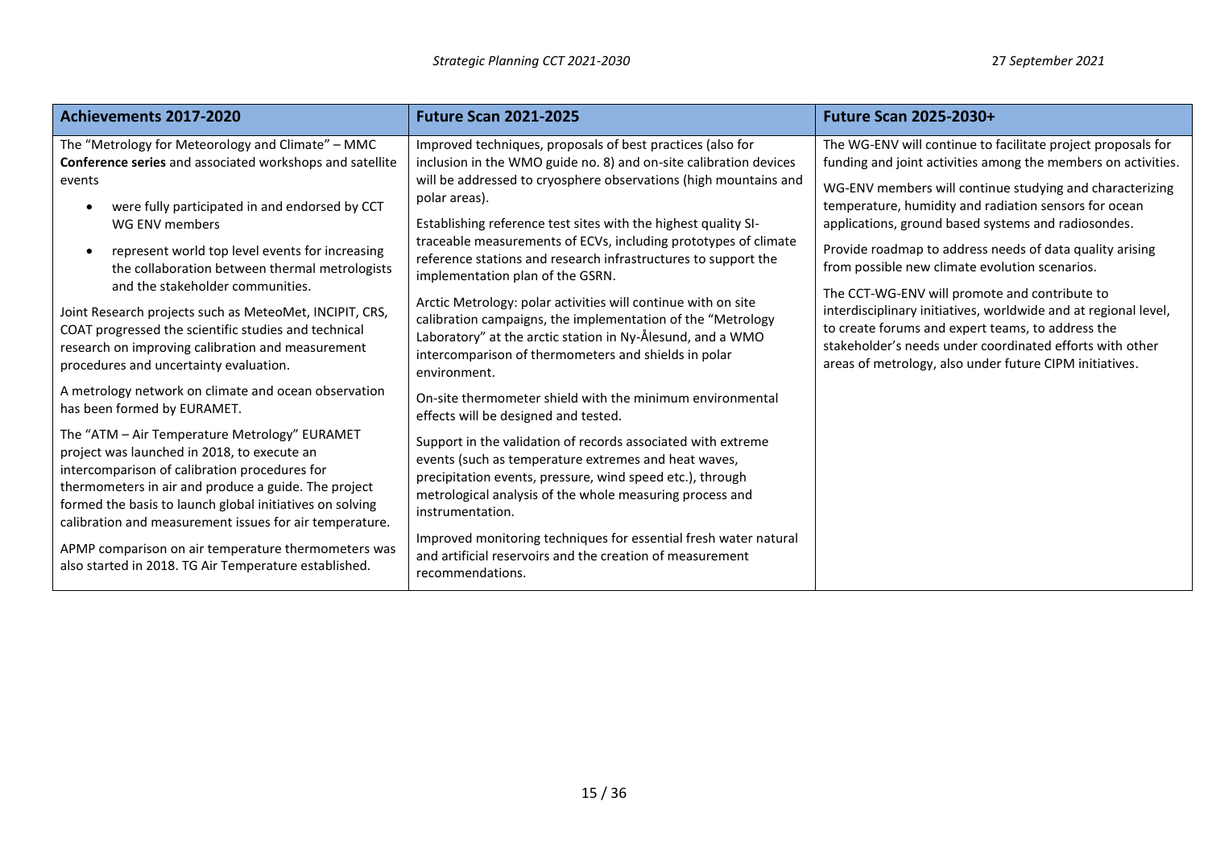| Achievements 2017-2020 | Future Scan 2021-2025 | Future Scan 2025-2030+ |
|---|---|---|
| The "Metology for Meteorology and Climate" – MMC **Conference series** and associated workshops and satellite events<br>• were fully participated in and endorsed by CCT WG ENV members<br>• represent world top level events for increasing the collaboration between thermal metrologists and the stakeholder communities.<br><br>Joint Research projects such as MeteoMet, INCIPIT, CRS, COAT progressed the scientific studies and technical research on improving calibration and measurement procedures and uncertainty evaluation.<br><br>A metrology network on climate and ocean observation has been formed by EURAMET.<br><br>The "ATM – Air Temperature Metrology" EURAMET project was launched in 2018, to execute an intercomparison of calibration procedures for thermometers in air and produce a guide. The project formed the basis to launch global initiatives on solving calibration and measurement issues for air temperature.<br><br>APMP comparison on air temperature thermometers was also started in 2018. TG Air Temperature established. | Improved techniques, proposals of best practices (also for inclusion in the WMO guide no. 8) and on-site calibration devices will be addressed to cryosphere observations (high mountains and polar areas).<br><br>Establishing reference test sites with the highest quality SI-traceable measurements of ECVs, including prototypes of climate reference stations and research infrastructures to support the implementation plan of the GSRN.<br><br>Arctic Metrology: polar activities will continue with on site calibration campaigns, the implementation of the "Metrology Laboratory" at the arctic station in Ny-Ålesund, and a WMO intercomparison of thermometers and shields in polar environment.<br><br>On-site thermometer shield with the minimum environmental effects will be designed and tested.<br><br>Support in the validation of records associated with extreme events (such as temperature extremes and heat waves, precipitation events, pressure, wind speed etc.), through metrological analysis of the whole measuring process and instrumentation.<br><br>Improved monitoring techniques for essential fresh water natural and artificial reservoirs and the creation of measurement recommendations. | The WG-ENV will continue to facilitate project proposals for funding and joint activities among the members on activities.<br><br>WG-ENV members will continue studying and characterizing temperature, humidity and radiation sensors for ocean applications, ground based systems and radiosondes.<br><br>Provide roadmap to address needs of data quality arising from possible new climate evolution scenarios.<br><br>The CCT-WG-ENV will promote and contribute to interdisciplinary initiatives, worldwide and at regional level, to create forums and expert teams, to address the stakeholder's needs under coordinated efforts with other areas of metrology, also under future CIPM initiatives. |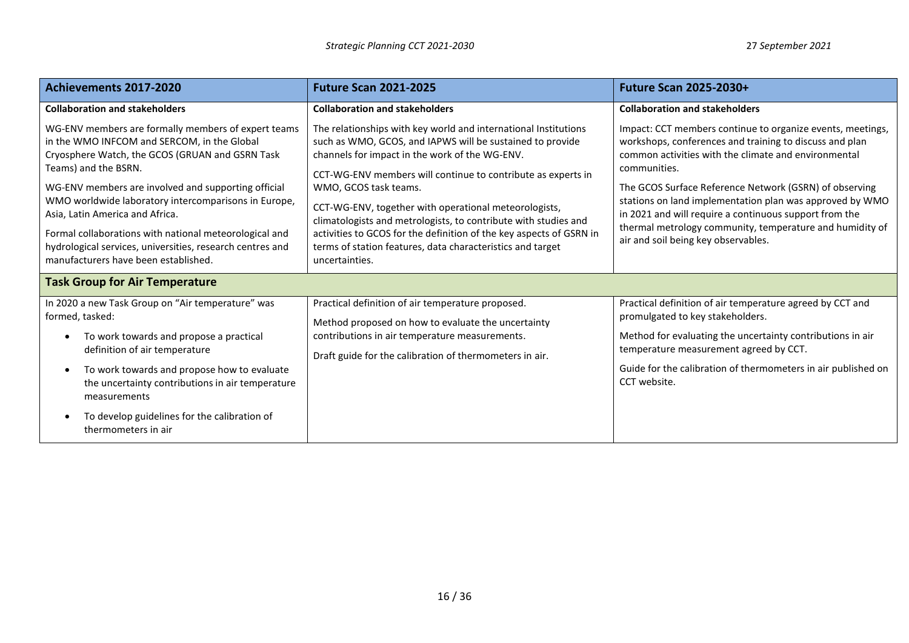| Achievements 2017-2020 | Future Scan 2021-2025 | Future Scan 2025-2030+ |
|---|---|---|
| **Collaboration and stakeholders** | **Collaboration and stakeholders** | **Collaboration and stakeholders** |
| WG-ENV members are formally members of expert teams in the WMO INFCOM and SERCOM, in the Global Cryosphere Watch, the GCOS (GRUAN and GSRN Task Teams) and the BSRN.<br><br>WG-ENV members are involved and supporting official WMO worldwide laboratory intercomparisons in Europe, Asia, Latin America and Africa.<br><br>Formal collaborations with national meteorological and hydrological services, universities, research centres and manufacturers have been established. | The relationships with key world and international Institutions such as WMO, GCOS, and IAPWS will be sustained to provide channels for impact in the work of the WG-ENV.<br><br>CCT-WG-ENV members will continue to contribute as experts in WMO, GCOS task teams.<br><br>CCT-WG-ENV, together with operational meteorologists, climatologists and metrologists, to contribute with studies and activities to GCOS for the definition of the key aspects of GSRN in terms of station features, data characteristics and target uncertainties. | Impact: CCT members continue to organize events, meetings, workshops, conferences and training to discuss and plan common activities with the climate and environmental communities.<br><br>The GCOS Surface Reference Network (GSRN) of observing stations on land implementation plan was approved by WMO in 2021 and will require a continuous support from the thermal metrology community, temperature and humidity of air and soil being key observables. |
| **Task Group for Air Temperature** | | |
| In 2020 a new Task Group on "Air temperature" was formed, tasked:<br>• To work towards and propose a practical definition of air temperature<br>• To work towards and propose how to evaluate the uncertainty contributions in air temperature measurements<br>• To develop guidelines for the calibration of thermometers in air | Practical definition of air temperature proposed.<br><br>Method proposed on how to evaluate the uncertainty contributions in air temperature measurements.<br><br>Draft guide for the calibration of thermometers in air. | Practical definition of air temperature agreed by CCT and promulgated to key stakeholders.<br><br>Method for evaluating the uncertainty contributions in air temperature measurement agreed by CCT.<br><br>Guide for the calibration of thermometers in air published on CCT website. |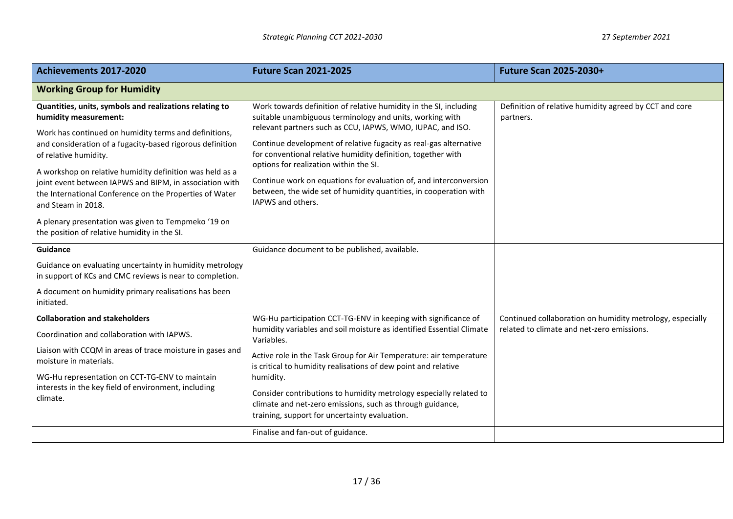| Achievements 2017-2020 | Future Scan 2021-2025 | Future Scan 2025-2030+ |
|---|---|---|
| **Working Group for Humidity** | | |
| **Quantities, units, symbols and realizations relating to humidity measurement:**<br><br>Work has continued on humidity terms and definitions, and consideration of a fugacity-based rigorous definition of relative humidity.<br><br>A workshop on relative humidity definition was held as a joint event between IAPWS and BIPM, in association with the International Conference on the Properties of Water and Steam in 2018.<br><br>A plenary presentation was given to Tempmeko '19 on the position of relative humidity in the SI. | Work towards definition of relative humidity in the SI, including suitable unambiguous terminology and units, working with relevant partners such as CCU, IAPWS, WMO, IUPAC, and ISO.<br><br>Continue development of relative fugacity as real-gas alternative for conventional relative humidity definition, together with options for realization within the SI.<br><br>Continue work on equations for evaluation of, and interconversion between, the wide set of humidity quantities, in cooperation with IAPWS and others. | Definition of relative humidity agreed by CCT and core partners. |
| **Guidance**<br><br>Guidance on evaluating uncertainty in humidity metrology in support of KCs and CMC reviews is near to completion.<br><br>A document on humidity primary realisations has been initiated. | Guidance document to be published, available. | |
| **Collaboration and stakeholders**<br><br>Coordination and collaboration with IAPWS.<br><br>Liaison with CCQM in areas of trace moisture in gases and moisture in materials.<br><br>WG-Hu representation on CCT-TG-ENV to maintain interests in the key field of environment, including climate. | WG-Hu participation CCT-TG-ENV in keeping with significance of humidity variables and soil moisture as identified Essential Climate Variables.<br><br>Active role in the Task Group for Air Temperature: air temperature is critical to humidity realisations of dew point and relative humidity.<br><br>Consider contributions to humidity metrology especially related to climate and net-zero emissions, such as through guidance, training, support for uncertainty evaluation. | Continued collaboration on humidity metrology, especially related to climate and net-zero emissions. |
| | Finalise and fan-out of guidance. | |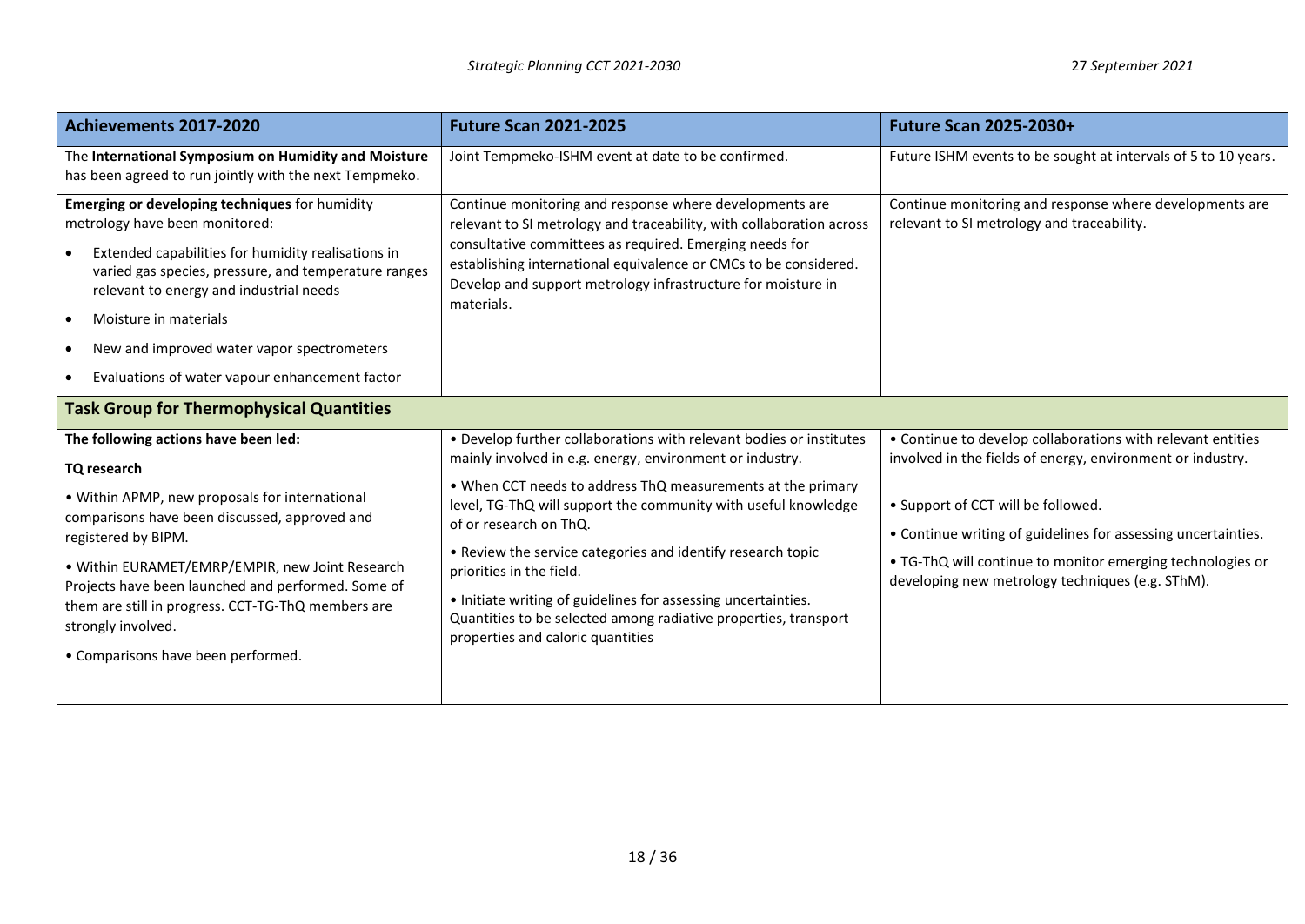| Achievements 2017-2020 | Future Scan 2021-2025 | Future Scan 2025-2030+ |
| --- | --- | --- |
| The **International Symposium on Humidity and Moisture** has been agreed to run jointly with the next Tempmeko. | Joint Tempmeko-ISHM event at date to be confirmed. | Future ISHM events to be sought at intervals of 5 to 10 years. |
| **Emerging or developing techniques** for humidity metrology have been monitored:<br>• Extended capabilities for humidity realisations in varied gas species, pressure, and temperature ranges relevant to energy and industrial needs<br>• Moisture in materials<br>• New and improved water vapor spectrometers<br>• Evaluations of water vapour enhancement factor | Continue monitoring and response where developments are relevant to SI metrology and traceability, with collaboration across consultative committees as required. Emerging needs for establishing international equivalence or CMCs to be considered. Develop and support metrology infrastructure for moisture in materials. | Continue monitoring and response where developments are relevant to SI metrology and traceability. |
| **Task Group for Thermophysical Quantities** | | |
| **The following actions have been led:**<br>**TQ research**<br>• Within APMP, new proposals for international comparisons have been discussed, approved and registered by BIPM.<br>• Within EURAMET/EMRP/EMPIR, new Joint Research Projects have been launched and performed. Some of them are still in progress. CCT-TG-ThQ members are strongly involved.<br>• Comparisons have been performed. | • Develop further collaborations with relevant bodies or institutes mainly involved in e.g. energy, environment or industry.<br>• When CCT needs to address ThQ measurements at the primary level, TG-ThQ will support the community with useful knowledge of or research on ThQ.<br>• Review the service categories and identify research topic priorities in the field.<br>• Initiate writing of guidelines for assessing uncertainties. Quantities to be selected among radiative properties, transport properties and caloric quantities | • Continue to develop collaborations with relevant entities involved in the fields of energy, environment or industry.<br>• Support of CCT will be followed.<br>• Continue writing of guidelines for assessing uncertainties.<br>• TG-ThQ will continue to monitor emerging technologies or developing new metrology techniques (e.g. SThM). |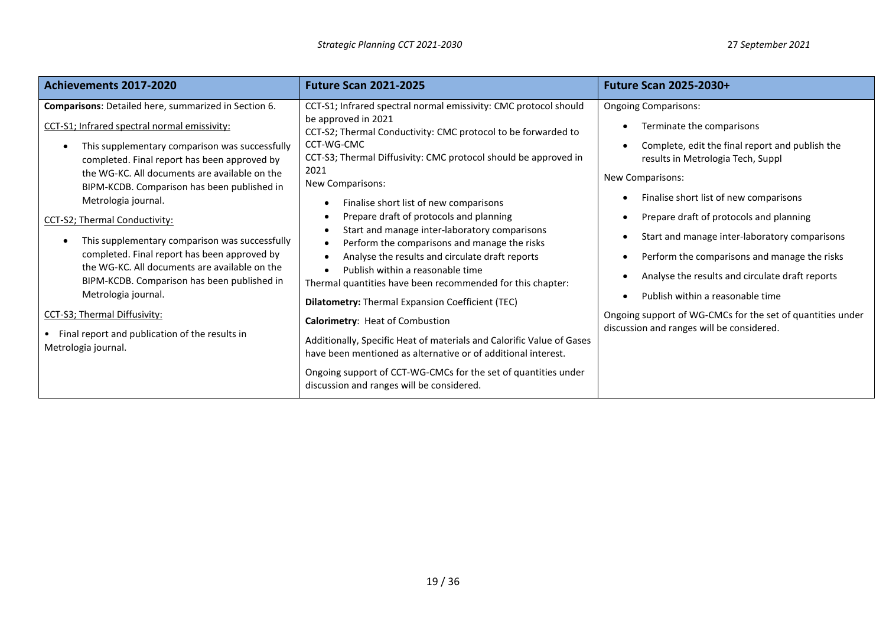| Achievements 2017-2020 | Future Scan 2021-2025 | Future Scan 2025-2030+ |
|---|---|---|
| **Comparisons**: Detailed here, summarized in Section 6.<br><br><u>CCT-S1; Infrared spectral normal emissivity:</u><br>• This supplementary comparison was successfully completed. Final report has been approved by the WG-KC. All documents are available on the BIPM-KCDB. Comparison has been published in Metrologia journal.<br><br><u>CCT-S2; Thermal Conductivity:</u><br>• This supplementary comparison was successfully completed. Final report has been approved by the WG-KC. All documents are available on the BIPM-KCDB. Comparison has been published in Metrologia journal.<br><br><u>CCT-S3; Thermal Diffusivity:</u><br>• Final report and publication of the results in Metrologia journal. | CCT-S1; Infrared spectral normal emissivity: CMC protocol should be approved in 2021<br>CCT-S2; Thermal Conductivity: CMC protocol to be forwarded to CCT-WG-CMC<br>CCT-S3; Thermal Diffusivity: CMC protocol should be approved in 2021<br>New Comparisons:<br>• Finalise short list of new comparisons<br>• Prepare draft of protocols and planning<br>• Start and manage inter-laboratory comparisons<br>• Perform the comparisons and manage the risks<br>• Analyse the results and circulate draft reports<br>• Publish within a reasonable time<br>Thermal quantities have been recommended for this chapter:<br><br>**Dilatometry:** Thermal Expansion Coefficient (TEC)<br><br>**Calorimetry**: Heat of Combustion<br><br>Additionally, Specific Heat of materials and Calorific Value of Gases have been mentioned as alternative or of additional interest.<br><br>Ongoing support of CCT-WG-CMCs for the set of quantities under discussion and ranges will be considered. | Ongoing Comparisons:<br>• Terminate the comparisons<br>• Complete, edit the final report and publish the results in Metrologia Tech, Suppl<br><br>New Comparisons:<br>• Finalise short list of new comparisons<br>• Prepare draft of protocols and planning<br>• Start and manage inter-laboratory comparisons<br>• Perform the comparisons and manage the risks<br>• Analyse the results and circulate draft reports<br>• Publish within a reasonable time<br><br>Ongoing support of WG-CMCs for the set of quantities under discussion and ranges will be considered. |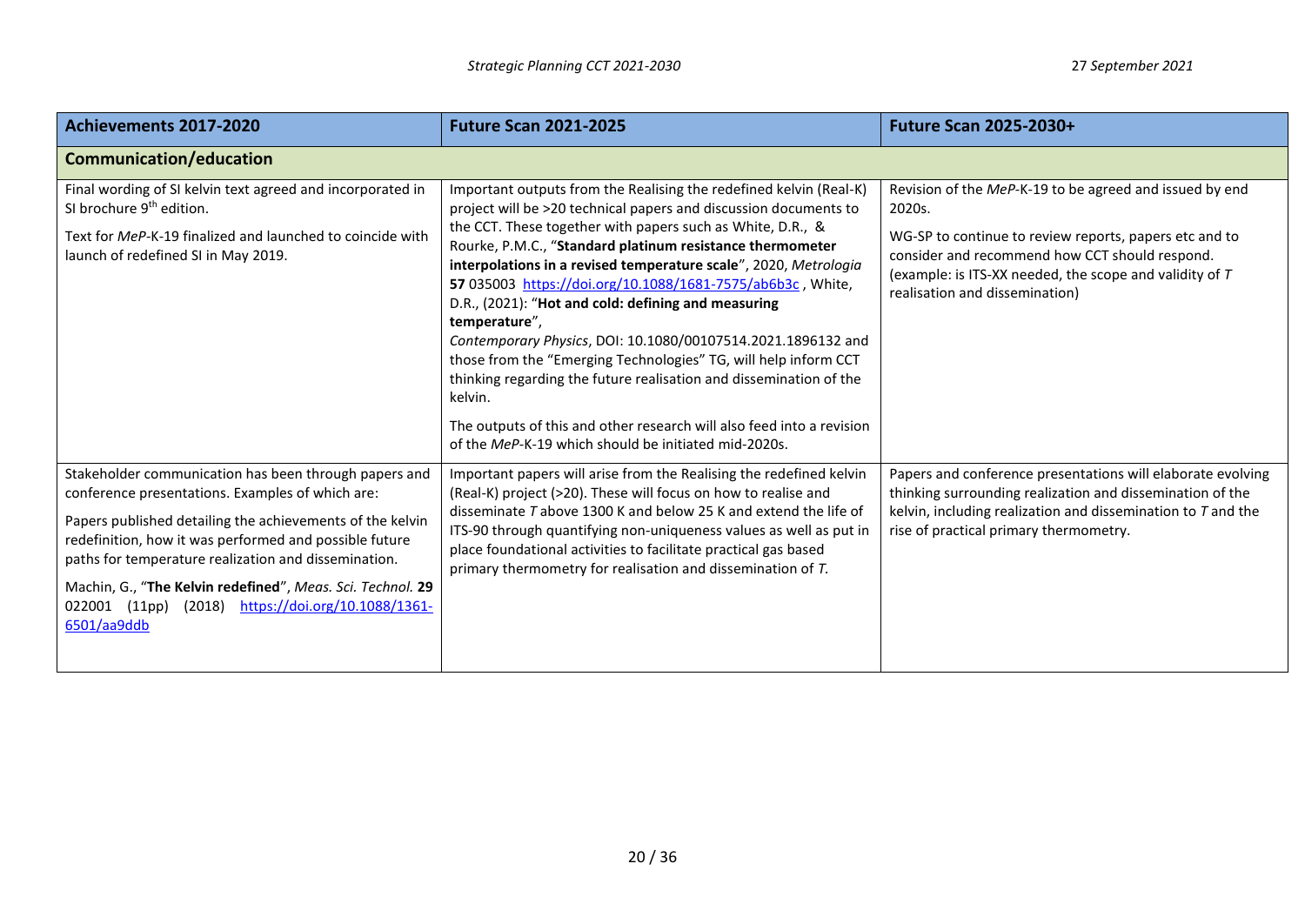| Achievements 2017-2020 | Future Scan 2021-2025 | Future Scan 2025-2030+ |
|---|---|---|
| **Communication/education** | | |
| Final wording of SI kelvin text agreed and incorporated in SI brochure 9th edition.<br><br>Text for *MeP*-K-19 finalized and launched to coincide with launch of redefined SI in May 2019. | Important outputs from the Realising the redefined kelvin (Real-K) project will be >20 technical papers and discussion documents to the CCT. These together with papers such as White, D.R., & Rourke, P.M.C., "**Standard platinum resistance thermometer interpolations in a revised temperature scale**", 2020, *Metrologia* **57** 035003 https://doi.org/10.1088/1681-7575/ab6b3c , White, D.R., (2021): "**Hot and cold: defining and measuring temperature**", *Contemporary Physics*, DOI: 10.1080/00107514.2021.1896132 and those from the "Emerging Technologies" TG, will help inform CCT thinking regarding the future realisation and dissemination of the kelvin.<br><br>The outputs of this and other research will also feed into a revision of the *MeP*-K-19 which should be initiated mid-2020s. | Revision of the *MeP*-K-19 to be agreed and issued by end 2020s.<br><br>WG-SP to continue to review reports, papers etc and to consider and recommend how CCT should respond. (example: is ITS-XX needed, the scope and validity of *T* realisation and dissemination) |
| Stakeholder communication has been through papers and conference presentations. Examples of which are:<br><br>Papers published detailing the achievements of the kelvin redefinition, how it was performed and possible future paths for temperature realization and dissemination.<br><br>Machin, G., "**The Kelvin redefined**", *Meas. Sci. Technol.* **29** 022001 (11pp) (2018) https://doi.org/10.1088/1361-6501/aa9ddb | Important papers will arise from the Realising the redefined kelvin (Real-K) project (>20). These will focus on how to realise and disseminate *T* above 1300 K and below 25 K and extend the life of ITS-90 through quantifying non-uniqueness values as well as put in place foundational activities to facilitate practical gas based primary thermometry for realisation and dissemination of *T*. | Papers and conference presentations will elaborate evolving thinking surrounding realization and dissemination of the kelvin, including realization and dissemination to *T* and the rise of practical primary thermometry. |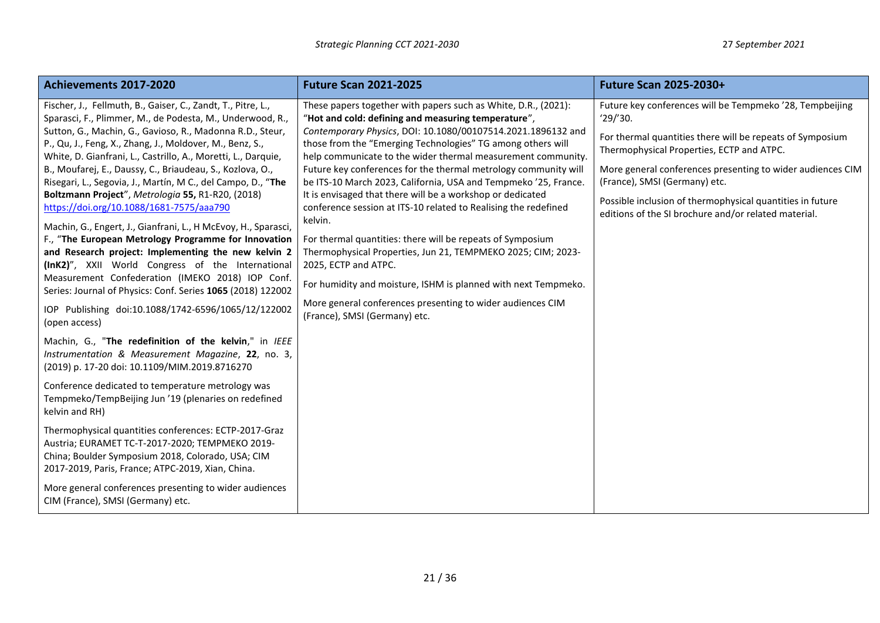| Achievements 2017-2020 | Future Scan 2021-2025 | Future Scan 2025-2030+ |
|---|---|---|
| Fischer, J., Fellmuth, B., Gaiser, C., Zandt, T., Pitre, L., Sparasci, F., Plimmer, M., de Podesta, M., Underwood, R., Sutton, G., Machin, G., Gavioso, R., Madonna R.D., Steur, P., Qu, J., Feng, X., Zhang, J., Moldover, M., Benz, S., White, D. Gianfrani, L., Castrillo, A., Moretti, L., Darquie, B., Moufarej, E., Daussy, C., Briaudeau, S., Kozlova, O., Risegari, L., Segovia, J., Martín, M C., del Campo, D., "**The Boltzmann Project**", *Metrologia* **55,** R1-R20, (2018) https://doi.org/10.1088/1681-7575/aaa790<br><br>Machin, G., Engert, J., Gianfrani, L., H McEvoy, H., Sparasci, F., "**The European Metrology Programme for Innovation and Research project: Implementing the new kelvin 2 (InK2)**", XXII World Congress of the International Measurement Confederation (IMEKO 2018) IOP Conf. Series: Journal of Physics: Conf. Series **1065** (2018) 122002<br><br>IOP Publishing doi:10.1088/1742-6596/1065/12/122002 (open access)<br><br>Machin, G., "**The redefinition of the kelvin**," in *IEEE Instrumentation & Measurement Magazine*, **22**, no. 3, (2019) p. 17-20 doi: 10.1109/MIM.2019.8716270<br><br>Conference dedicated to temperature metrology was Tempmeko/TempBeijing Jun '19 (plenaries on redefined kelvin and RH)<br><br>Thermophysical quantities conferences: ECTP-2017-Graz Austria; EURAMET TC-T-2017-2020; TEMPMEKO 2019-China; Boulder Symposium 2018, Colorado, USA; CIM 2017-2019, Paris, France; ATPC-2019, Xian, China.<br><br>More general conferences presenting to wider audiences CIM (France), SMSI (Germany) etc. | These papers together with papers such as White, D.R., (2021): "**Hot and cold: defining and measuring temperature**", *Contemporary Physics*, DOI: 10.1080/00107514.2021.1896132 and those from the "Emerging Technologies" TG among others will help communicate to the wider thermal measurement community. Future key conferences for the thermal metrology community will be ITS-10 March 2023, California, USA and Tempmeko '25, France. It is envisaged that there will be a workshop or dedicated conference session at ITS-10 related to Realising the redefined kelvin.<br><br>For thermal quantities: there will be repeats of Symposium Thermophysical Properties, Jun 21, TEMPMEKO 2025; CIM; 2023-2025, ECTP and ATPC.<br><br>For humidity and moisture, ISHM is planned with next Tempmeko.<br><br>More general conferences presenting to wider audiences CIM (France), SMSI (Germany) etc. | Future key conferences will be Tempmeko '28, Tempbeijing '29/'30.<br><br>For thermal quantities there will be repeats of Symposium Thermophysical Properties, ECTP and ATPC.<br><br>More general conferences presenting to wider audiences CIM (France), SMSI (Germany) etc.<br><br>Possible inclusion of thermophysical quantities in future editions of the SI brochure and/or related material. |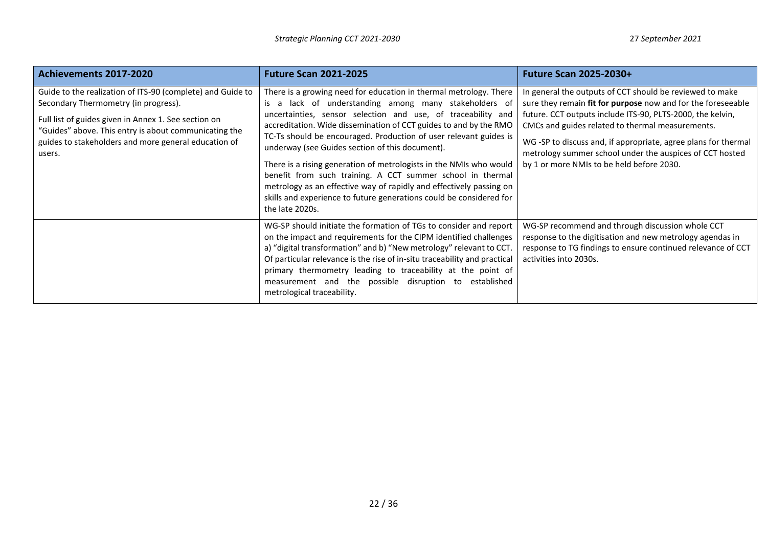| Achievements 2017-2020 | Future Scan 2021-2025 | Future Scan 2025-2030+ |
|---|---|---|
| Guide to the realization of ITS-90 (complete) and Guide to Secondary Thermometry (in progress).<br><br>Full list of guides given in Annex 1. See section on "Guides" above. This entry is about communicating the guides to stakeholders and more general education of users. | There is a growing need for education in thermal metrology. There is a lack of understanding among many stakeholders of uncertainties, sensor selection and use, of traceability and accreditation. Wide dissemination of CCT guides to and by the RMO TC-Ts should be encouraged. Production of user relevant guides is underway (see Guides section of this document).<br><br>There is a rising generation of metrologists in the NMIs who would benefit from such training. A CCT summer school in thermal metrology as an effective way of rapidly and effectively passing on skills and experience to future generations could be considered for the late 2020s. | In general the outputs of CCT should be reviewed to make sure they remain **fit for purpose** now and for the foreseeable future. CCT outputs include ITS-90, PLTS-2000, the kelvin, CMCs and guides related to thermal measurements.<br><br>WG -SP to discuss and, if appropriate, agree plans for thermal metrology summer school under the auspices of CCT hosted by 1 or more NMIs to be held before 2030. |
| | WG-SP should initiate the formation of TGs to consider and report on the impact and requirements for the CIPM identified challenges a) "digital transformation" and b) "New metrology" relevant to CCT. Of particular relevance is the rise of in-situ traceability and practical primary thermometry leading to traceability at the point of measurement and the possible disruption to established metrological traceability. | WG-SP recommend and through discussion whole CCT response to the digitisation and new metrology agendas in response to TG findings to ensure continued relevance of CCT activities into 2030s. |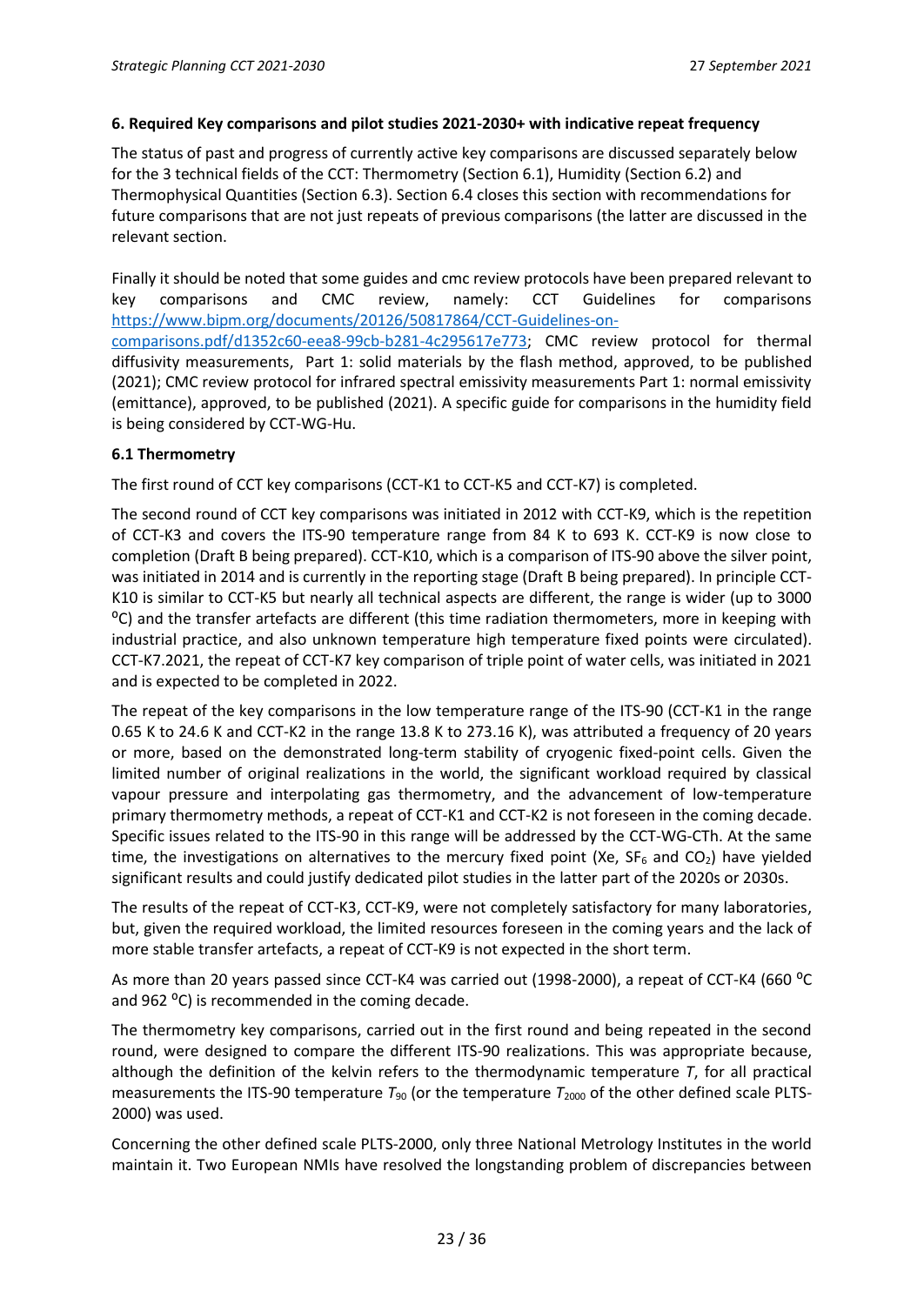**6. Required Key comparisons and pilot studies 2021-2030+ with indicative repeat frequency**

The status of past and progress of currently active key comparisons are discussed separately below for the 3 technical fields of the CCT: Thermometry (Section 6.1), Humidity (Section 6.2) and Thermophysical Quantities (Section 6.3). Section 6.4 closes this section with recommendations for future comparisons that are not just repeats of previous comparisons (the latter are discussed in the relevant section.

Finally it should be noted that some guides and cmc review protocols have been prepared relevant to key comparisons and CMC review, namely: CCT Guidelines for comparisons https://www.bipm.org/documents/20126/50817864/CCT-Guidelines-on-comparisons.pdf/d1352c60-eea8-99cb-b281-4c295617e773; CMC review protocol for thermal diffusivity measurements, Part 1: solid materials by the flash method, approved, to be published (2021); CMC review protocol for infrared spectral emissivity measurements Part 1: normal emissivity (emittance), approved, to be published (2021). A specific guide for comparisons in the humidity field is being considered by CCT-WG-Hu.

**6.1 Thermometry**

The first round of CCT key comparisons (CCT-K1 to CCT-K5 and CCT-K7) is completed.

The second round of CCT key comparisons was initiated in 2012 with CCT-K9, which is the repetition of CCT-K3 and covers the ITS-90 temperature range from 84 K to 693 K. CCT-K9 is now close to completion (Draft B being prepared). CCT-K10, which is a comparison of ITS-90 above the silver point, was initiated in 2014 and is currently in the reporting stage (Draft B being prepared). In principle CCT-K10 is similar to CCT-K5 but nearly all technical aspects are different, the range is wider (up to 3000 $^{o}$C) and the transfer artefacts are different (this time radiation thermometers, more in keeping with industrial practice, and also unknown temperature high temperature fixed points were circulated). CCT-K7.2021, the repeat of CCT-K7 key comparison of triple point of water cells, was initiated in 2021 and is expected to be completed in 2022.

The repeat of the key comparisons in the low temperature range of the ITS-90 (CCT-K1 in the range 0.65 K to 24.6 K and CCT-K2 in the range 13.8 K to 273.16 K), was attributed a frequency of 20 years or more, based on the demonstrated long-term stability of cryogenic fixed-point cells. Given the limited number of original realizations in the world, the significant workload required by classical vapour pressure and interpolating gas thermometry, and the advancement of low-temperature primary thermometry methods, a repeat of CCT-K1 and CCT-K2 is not foreseen in the coming decade. Specific issues related to the ITS-90 in this range will be addressed by the CCT-WG-CTh. At the same time, the investigations on alternatives to the mercury fixed point (Xe, $SF_6$ and $CO_2$) have yielded significant results and could justify dedicated pilot studies in the latter part of the 2020s or 2030s.

The results of the repeat of CCT-K3, CCT-K9, were not completely satisfactory for many laboratories, but, given the required workload, the limited resources foreseen in the coming years and the lack of more stable transfer artefacts, a repeat of CCT-K9 is not expected in the short term.

As more than 20 years passed since CCT-K4 was carried out (1998-2000), a repeat of CCT-K4 (660 $^{o}$C and 962 $^{o}$C) is recommended in the coming decade.

The thermometry key comparisons, carried out in the first round and being repeated in the second round, were designed to compare the different ITS-90 realizations. This was appropriate because, although the definition of the kelvin refers to the thermodynamic temperature $T$, for all practical measurements the ITS-90 temperature $T_{90}$ (or the temperature $T_{2000}$ of the other defined scale PLTS-2000) was used.

Concerning the other defined scale PLTS-2000, only three National Metrology Institutes in the world maintain it. Two European NMIs have resolved the longstanding problem of discrepancies between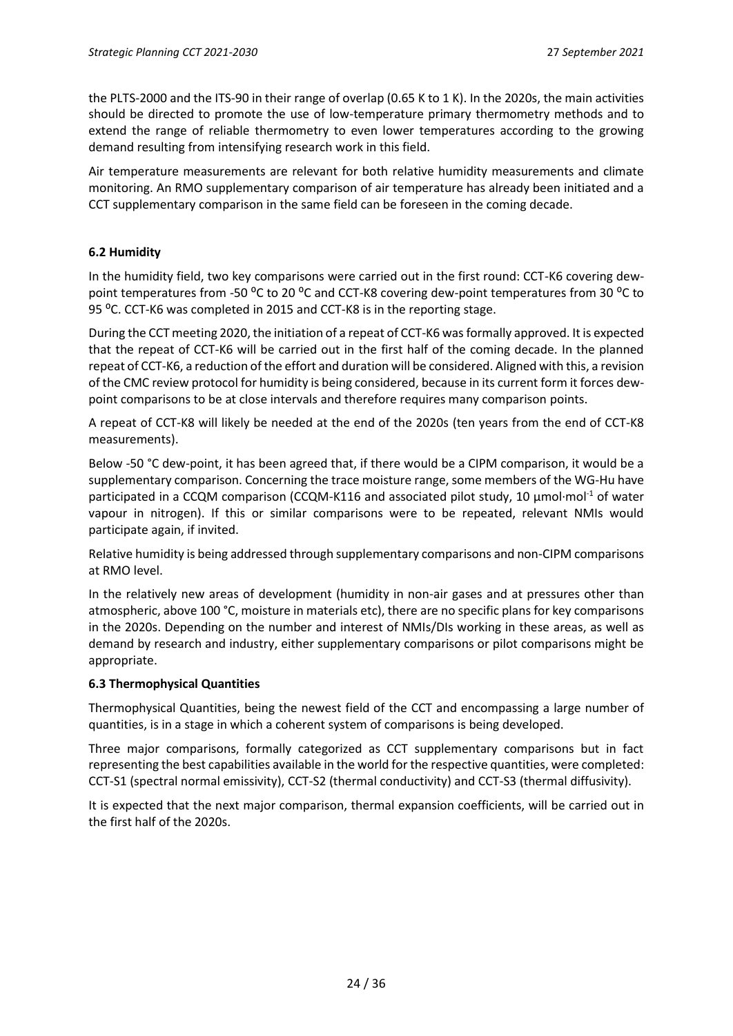the PLTS-2000 and the ITS-90 in their range of overlap (0.65 K to 1 K). In the 2020s, the main activities should be directed to promote the use of low-temperature primary thermometry methods and to extend the range of reliable thermometry to even lower temperatures according to the growing demand resulting from intensifying research work in this field.

Air temperature measurements are relevant for both relative humidity measurements and climate monitoring. An RMO supplementary comparison of air temperature has already been initiated and a CCT supplementary comparison in the same field can be foreseen in the coming decade.

### 6.2 Humidity

In the humidity field, two key comparisons were carried out in the first round: CCT-K6 covering dew-point temperatures from -50 ºC to 20 ºC and CCT-K8 covering dew-point temperatures from 30 ºC to 95 ºC. CCT-K6 was completed in 2015 and CCT-K8 is in the reporting stage.

During the CCT meeting 2020, the initiation of a repeat of CCT-K6 was formally approved. It is expected that the repeat of CCT-K6 will be carried out in the first half of the coming decade. In the planned repeat of CCT-K6, a reduction of the effort and duration will be considered. Aligned with this, a revision of the CMC review protocol for humidity is being considered, because in its current form it forces dew-point comparisons to be at close intervals and therefore requires many comparison points.

A repeat of CCT-K8 will likely be needed at the end of the 2020s (ten years from the end of CCT-K8 measurements).

Below -50 °C dew-point, it has been agreed that, if there would be a CIPM comparison, it would be a supplementary comparison. Concerning the trace moisture range, some members of the WG-Hu have participated in a CCQM comparison (CCQM-K116 and associated pilot study, 10 µmol·mol$^{-1}$ of water vapour in nitrogen). If this or similar comparisons were to be repeated, relevant NMIs would participate again, if invited.

Relative humidity is being addressed through supplementary comparisons and non-CIPM comparisons at RMO level.

In the relatively new areas of development (humidity in non-air gases and at pressures other than atmospheric, above 100 °C, moisture in materials etc), there are no specific plans for key comparisons in the 2020s. Depending on the number and interest of NMIs/DIs working in these areas, as well as demand by research and industry, either supplementary comparisons or pilot comparisons might be appropriate.

### 6.3 Thermophysical Quantities

Thermophysical Quantities, being the newest field of the CCT and encompassing a large number of quantities, is in a stage in which a coherent system of comparisons is being developed.

Three major comparisons, formally categorized as CCT supplementary comparisons but in fact representing the best capabilities available in the world for the respective quantities, were completed: CCT-S1 (spectral normal emissivity), CCT-S2 (thermal conductivity) and CCT-S3 (thermal diffusivity).

It is expected that the next major comparison, thermal expansion coefficients, will be carried out in the first half of the 2020s.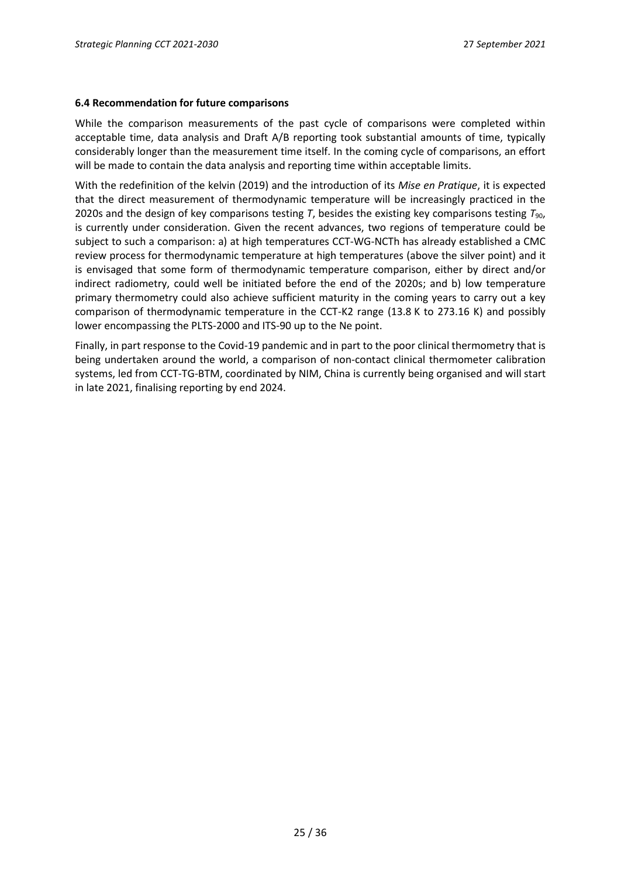### 6.4 Recommendation for future comparisons

While the comparison measurements of the past cycle of comparisons were completed within acceptable time, data analysis and Draft A/B reporting took substantial amounts of time, typically considerably longer than the measurement time itself. In the coming cycle of comparisons, an effort will be made to contain the data analysis and reporting time within acceptable limits.

With the redefinition of the kelvin (2019) and the introduction of its *Mise en Pratique*, it is expected that the direct measurement of thermodynamic temperature will be increasingly practiced in the 2020s and the design of key comparisons testing $T$, besides the existing key comparisons testing $T_{90}$, is currently under consideration. Given the recent advances, two regions of temperature could be subject to such a comparison: a) at high temperatures CCT-WG-NCTh has already established a CMC review process for thermodynamic temperature at high temperatures (above the silver point) and it is envisaged that some form of thermodynamic temperature comparison, either by direct and/or indirect radiometry, could well be initiated before the end of the 2020s; and b) low temperature primary thermometry could also achieve sufficient maturity in the coming years to carry out a key comparison of thermodynamic temperature in the CCT-K2 range (13.8 K to 273.16 K) and possibly lower encompassing the PLTS-2000 and ITS-90 up to the Ne point.

Finally, in part response to the Covid-19 pandemic and in part to the poor clinical thermometry that is being undertaken around the world, a comparison of non-contact clinical thermometer calibration systems, led from CCT-TG-BTM, coordinated by NIM, China is currently being organised and will start in late 2021, finalising reporting by end 2024.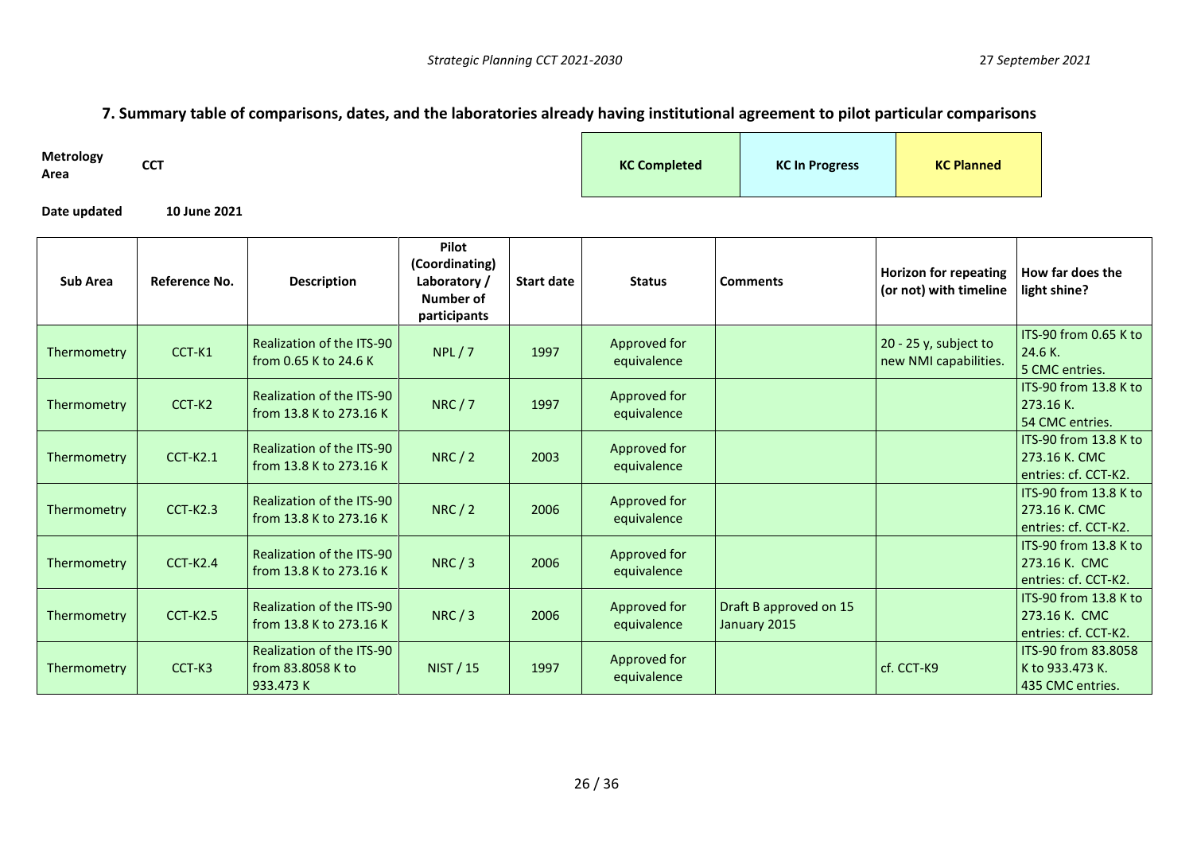## 7. Summary table of comparisons, dates, and the laboratories already having institutional agreement to pilot particular comparisons

**Metrology Area** **CCT**

| KC Completed | KC In Progress | KC Planned |
|---|---|---|

**Date updated** **10 June 2021**

| Sub Area | Reference No. | Description | Pilot (Coordinating) Laboratory / Number of participants | Start date | Status | Comments | Horizon for repeating (or not) with timeline | How far does the light shine? |
|---|---|---|---|---|---|---|---|---|
| Thermometry | CCT-K1 | Realization of the ITS-90 from 0.65 K to 24.6 K | NPL / 7 | 1997 | Approved for equivalence | | 20 - 25 y, subject to new NMI capabilities. | ITS-90 from 0.65 K to 24.6 K. 5 CMC entries. |
| Thermometry | CCT-K2 | Realization of the ITS-90 from 13.8 K to 273.16 K | NRC / 7 | 1997 | Approved for equivalence | | | ITS-90 from 13.8 K to 273.16 K. 54 CMC entries. |
| Thermometry | CCT-K2.1 | Realization of the ITS-90 from 13.8 K to 273.16 K | NRC / 2 | 2003 | Approved for equivalence | | | ITS-90 from 13.8 K to 273.16 K. CMC entries: cf. CCT-K2. |
| Thermometry | CCT-K2.3 | Realization of the ITS-90 from 13.8 K to 273.16 K | NRC / 2 | 2006 | Approved for equivalence | | | ITS-90 from 13.8 K to 273.16 K. CMC entries: cf. CCT-K2. |
| Thermometry | CCT-K2.4 | Realization of the ITS-90 from 13.8 K to 273.16 K | NRC / 3 | 2006 | Approved for equivalence | | | ITS-90 from 13.8 K to 273.16 K. CMC entries: cf. CCT-K2. |
| Thermometry | CCT-K2.5 | Realization of the ITS-90 from 13.8 K to 273.16 K | NRC / 3 | 2006 | Approved for equivalence | Draft B approved on 15 January 2015 | | ITS-90 from 13.8 K to 273.16 K. CMC entries: cf. CCT-K2. |
| Thermometry | CCT-K3 | Realization of the ITS-90 from 83.8058 K to 933.473 K | NIST / 15 | 1997 | Approved for equivalence | | cf. CCT-K9 | ITS-90 from 83.8058 K to 933.473 K. 435 CMC entries. |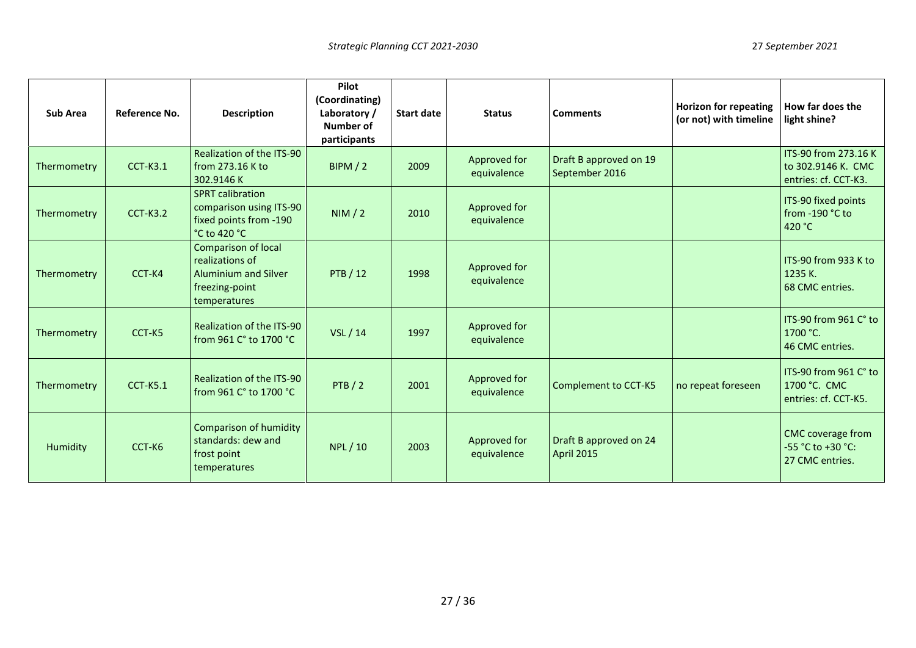| Sub Area | Reference No. | Description | Pilot (Coordinating) Laboratory / Number of participants | Start date | Status | Comments | Horizon for repeating (or not) with timeline | How far does the light shine? |
|---|---|---|---|---|---|---|---|---|
| Thermometry | CCT-K3.1 | Realization of the ITS-90 from 273.16 K to 302.9146 K | BIPM / 2 | 2009 | Approved for equivalence | Draft B approved on 19 September 2016 | | ITS-90 from 273.16 K to 302.9146 K. CMC entries: cf. CCT-K3. |
| Thermometry | CCT-K3.2 | SPRT calibration comparison using ITS-90 fixed points from -190 °C to 420 °C | NIM / 2 | 2010 | Approved for equivalence | | | ITS-90 fixed points from -190 °C to 420 °C |
| Thermometry | CCT-K4 | Comparison of local realizations of Aluminium and Silver freezing-point temperatures | PTB / 12 | 1998 | Approved for equivalence | | | ITS-90 from 933 K to 1235 K. 68 CMC entries. |
| Thermometry | CCT-K5 | Realization of the ITS-90 from 961 C° to 1700 °C | VSL / 14 | 1997 | Approved for equivalence | | | ITS-90 from 961 C° to 1700 °C. 46 CMC entries. |
| Thermometry | CCT-K5.1 | Realization of the ITS-90 from 961 C° to 1700 °C | PTB / 2 | 2001 | Approved for equivalence | Complement to CCT-K5 | no repeat foreseen | ITS-90 from 961 C° to 1700 °C. CMC entries: cf. CCT-K5. |
| Humidity | CCT-K6 | Comparison of humidity standards: dew and frost point temperatures | NPL / 10 | 2003 | Approved for equivalence | Draft B approved on 24 April 2015 | | CMC coverage from -55 °C to +30 °C: 27 CMC entries. |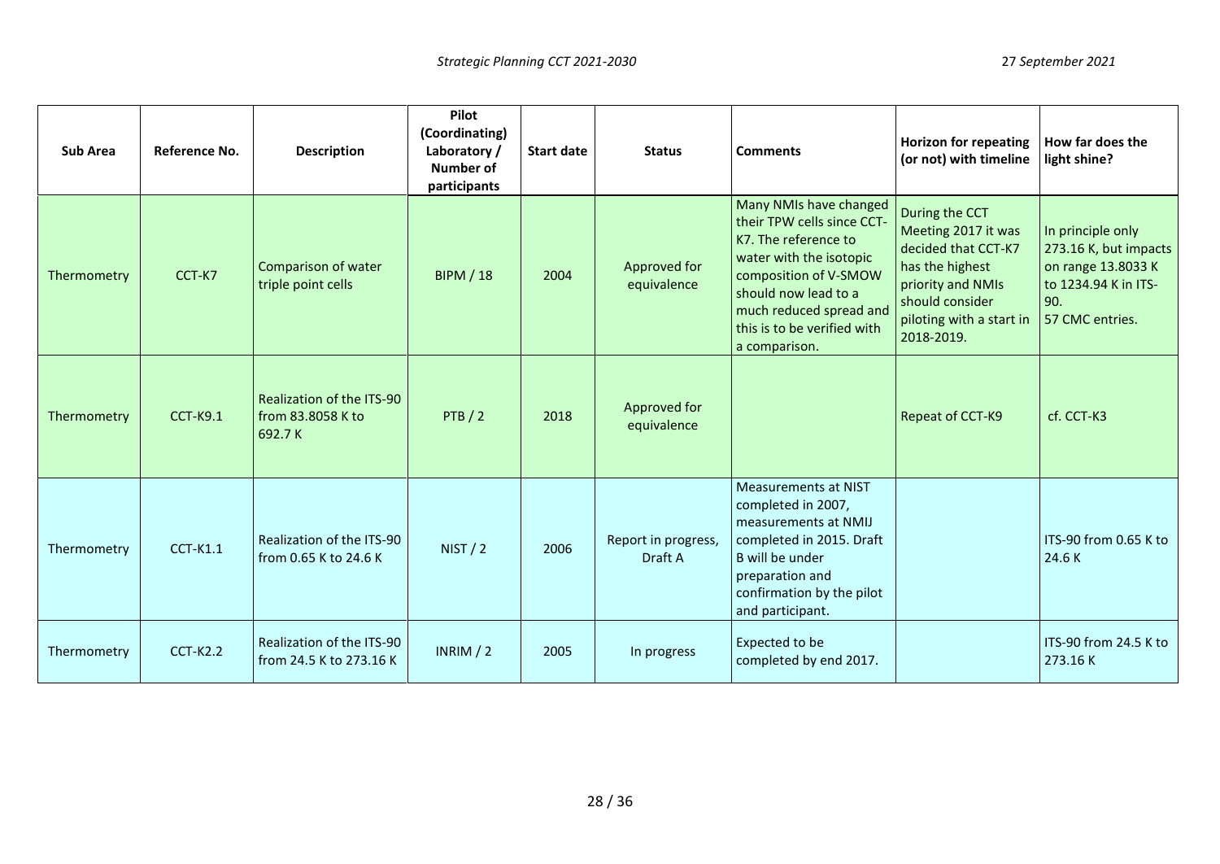| Sub Area | Reference No. | Description | Pilot (Coordinating) Laboratory / Number of participants | Start date | Status | Comments | Horizon for repeating (or not) with timeline | How far does the light shine? |
|---|---|---|---|---|---|---|---|---|
| Thermometry | CCT-K7 | Comparison of water triple point cells | BIPM / 18 | 2004 | Approved for equivalence | Many NMIs have changed their TPW cells since CCT-K7. The reference to water with the isotopic composition of V-SMOW should now lead to a much reduced spread and this is to be verified with a comparison. | During the CCT Meeting 2017 it was decided that CCT-K7 has the highest priority and NMIs should consider piloting with a start in 2018-2019. | In principle only 273.16 K, but impacts on range 13.8033 K to 1234.94 K in ITS-90. 57 CMC entries. |
| Thermometry | CCT-K9.1 | Realization of the ITS-90 from 83.8058 K to 692.7 K | PTB / 2 | 2018 | Approved for equivalence | | Repeat of CCT-K9 | cf. CCT-K3 |
| Thermometry | CCT-K1.1 | Realization of the ITS-90 from 0.65 K to 24.6 K | NIST / 2 | 2006 | Report in progress, Draft A | Measurements at NIST completed in 2007, measurements at NMIJ completed in 2015. Draft B will be under preparation and confirmation by the pilot and participant. | | ITS-90 from 0.65 K to 24.6 K |
| Thermometry | CCT-K2.2 | Realization of the ITS-90 from 24.5 K to 273.16 K | INRIM / 2 | 2005 | In progress | Expected to be completed by end 2017. | | ITS-90 from 24.5 K to 273.16 K |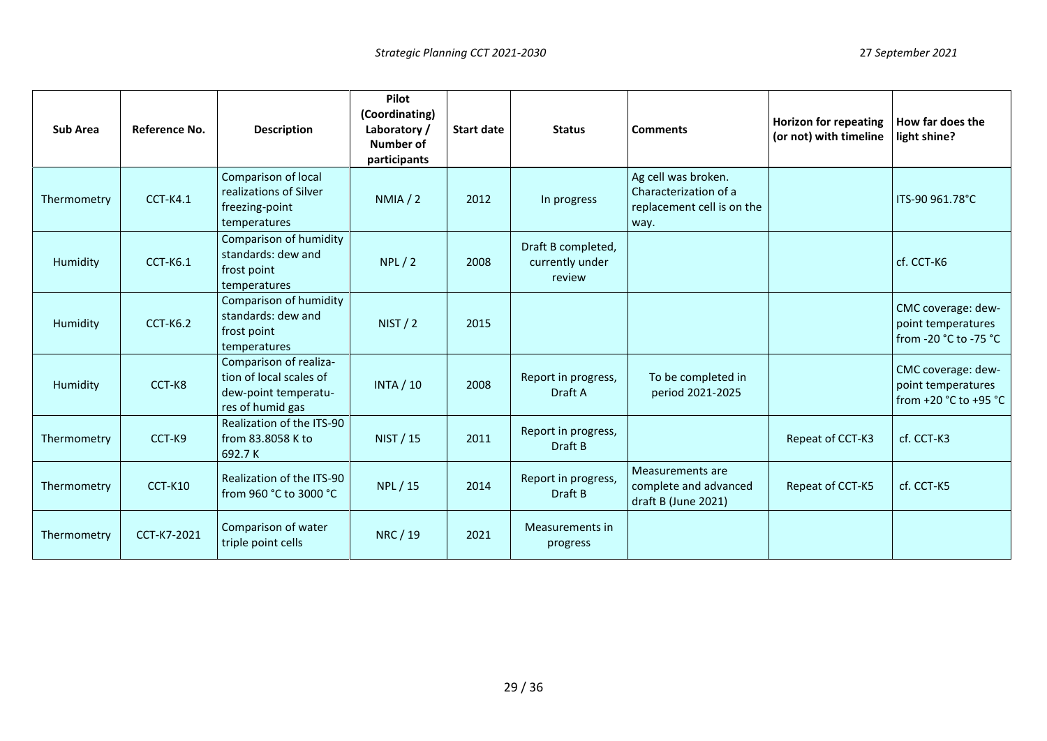| Sub Area | Reference No. | Description | Pilot (Coordinating) Laboratory / Number of participants | Start date | Status | Comments | Horizon for repeating (or not) with timeline | How far does the light shine? |
|---|---|---|---|---|---|---|---|---|
| Thermometry | CCT-K4.1 | Comparison of local realizations of Silver freezing-point temperatures | NMIA / 2 | 2012 | In progress | Ag cell was broken. Characterization of a replacement cell is on the way. | | ITS-90 961.78°C |
| Humidity | CCT-K6.1 | Comparison of humidity standards: dew and frost point temperatures | NPL / 2 | 2008 | Draft B completed, currently under review | | | cf. CCT-K6 |
| Humidity | CCT-K6.2 | Comparison of humidity standards: dew and frost point temperatures | NIST / 2 | 2015 | | | | CMC coverage: dew-point temperatures from -20 °C to -75 °C |
| Humidity | CCT-K8 | Comparison of realiza-tion of local scales of dew-point temperatu-res of humid gas | INTA / 10 | 2008 | Report in progress, Draft A | To be completed in period 2021-2025 | | CMC coverage: dew-point temperatures from +20 °C to +95 °C |
| Thermometry | CCT-K9 | Realization of the ITS-90 from 83.8058 K to 692.7 K | NIST / 15 | 2011 | Report in progress, Draft B | | Repeat of CCT-K3 | cf. CCT-K3 |
| Thermometry | CCT-K10 | Realization of the ITS-90 from 960 °C to 3000 °C | NPL / 15 | 2014 | Report in progress, Draft B | Measurements are complete and advanced draft B (June 2021) | Repeat of CCT-K5 | cf. CCT-K5 |
| Thermometry | CCT-K7-2021 | Comparison of water triple point cells | NRC / 19 | 2021 | Measurements in progress | | | |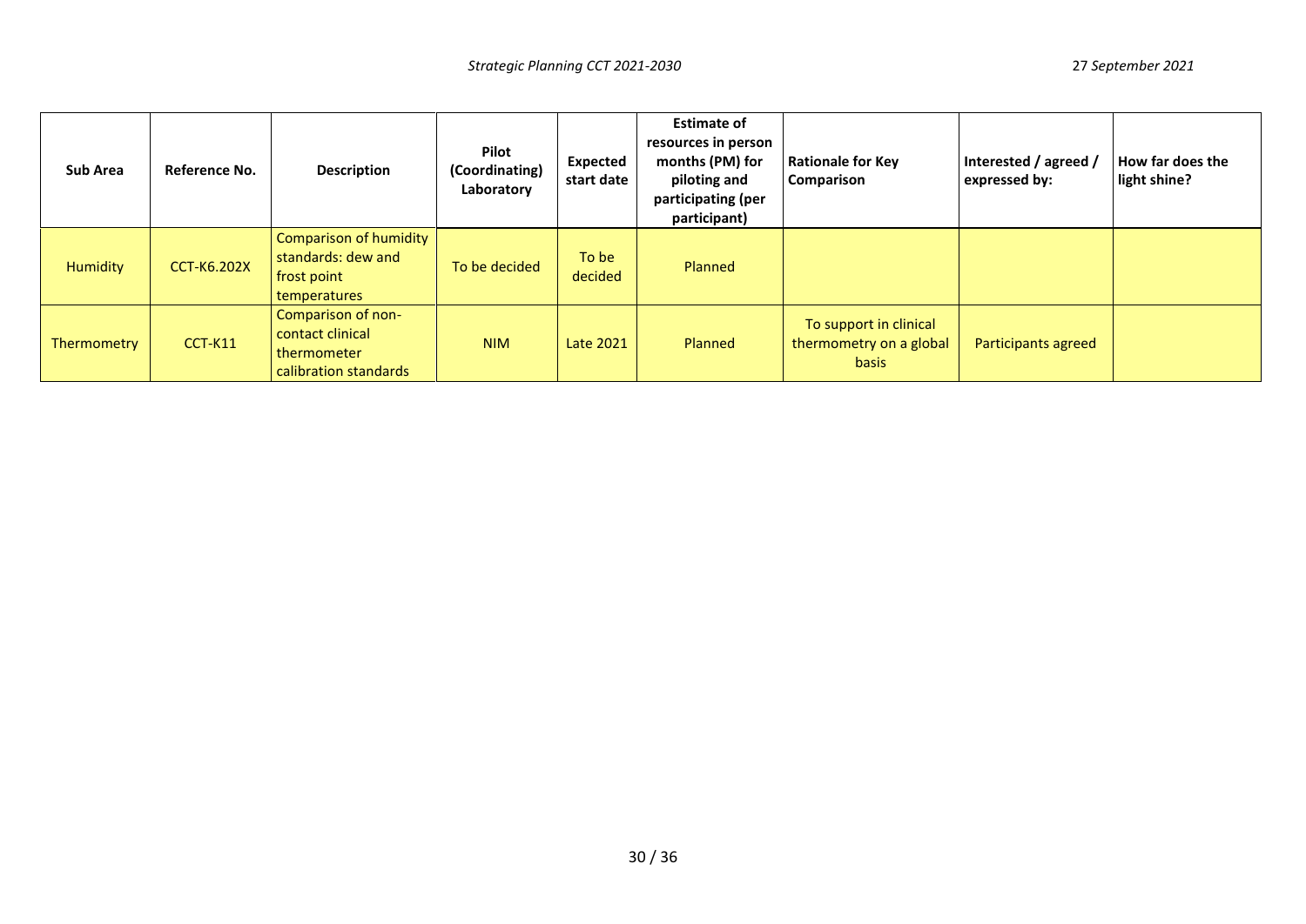| Sub Area | Reference No. | Description | Pilot (Coordinating) Laboratory | Expected start date | Estimate of resources in person months (PM) for piloting and participating (per participant) | Rationale for Key Comparison | Interested / agreed / expressed by: | How far does the light shine? |
|---|---|---|---|---|---|---|---|---|
| Humidity | CCT-K6.202X | Comparison of humidity standards: dew and frost point temperatures | To be decided | To be decided | Planned | | | |
| Thermometry | CCT-K11 | Comparison of non-contact clinical thermometer calibration standards | NIM | Late 2021 | Planned | To support in clinical thermometry on a global basis | Participants agreed | |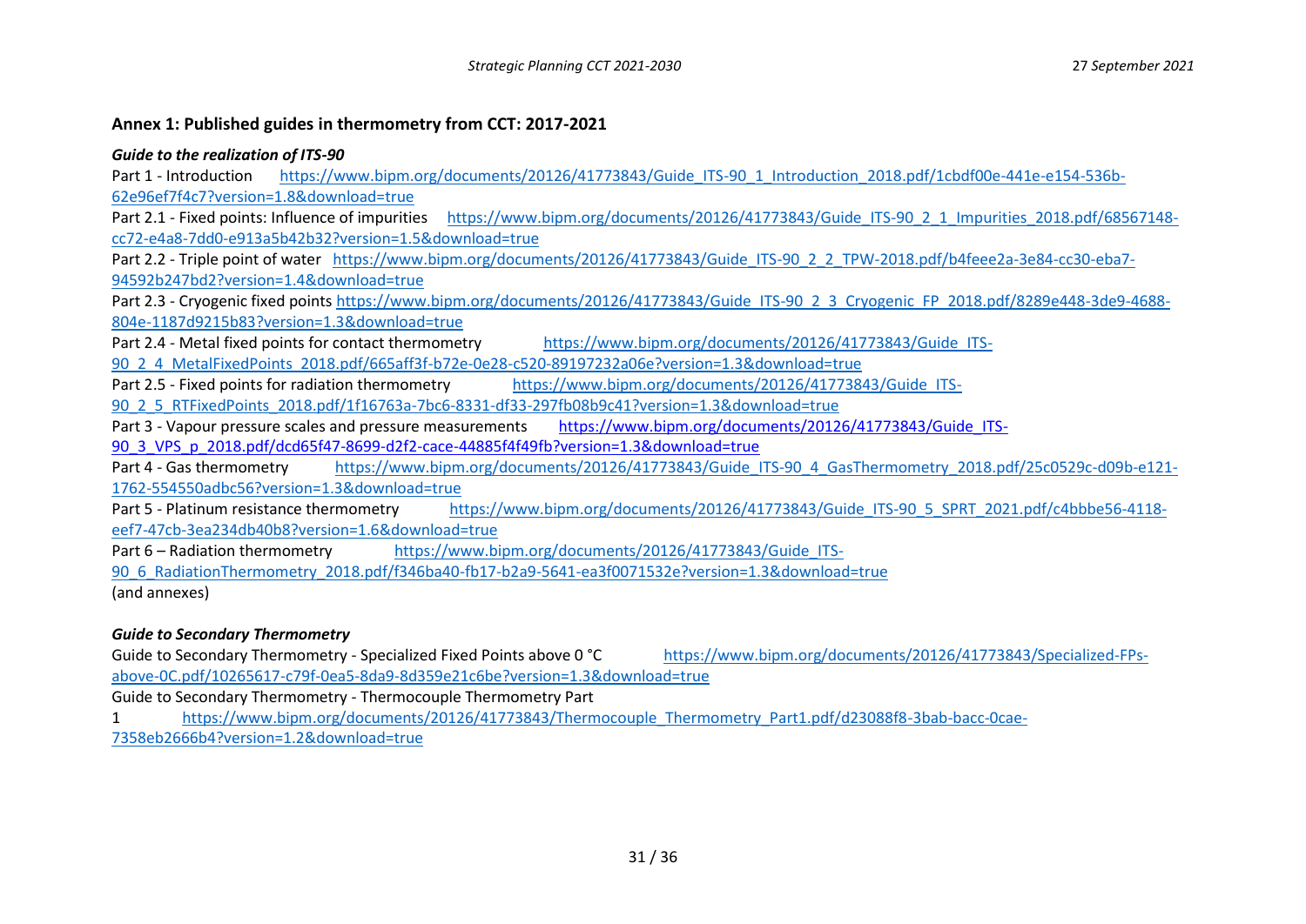## Annex 1: Published guides in thermometry from CCT: 2017-2021

### *Guide to the realization of ITS-90*

Part 1 - Introduction https://www.bipm.org/documents/20126/41773843/Guide_ITS-90_1_Introduction_2018.pdf/1cbdf00e-441e-e154-536b-62e96ef7f4c7?version=1.8&download=true

Part 2.1 - Fixed points: Influence of impurities https://www.bipm.org/documents/20126/41773843/Guide_ITS-90_2_1_Impurities_2018.pdf/68567148-cc72-e4a8-7dd0-e913a5b42b32?version=1.5&download=true

Part 2.2 - Triple point of water https://www.bipm.org/documents/20126/41773843/Guide_ITS-90_2_2_TPW-2018.pdf/b4feee2a-3e84-cc30-eba7-94592b247bd2?version=1.4&download=true

Part 2.3 - Cryogenic fixed points https://www.bipm.org/documents/20126/41773843/Guide_ITS-90_2_3_Cryogenic_FP_2018.pdf/8289e448-3de9-4688-804e-1187d9215b83?version=1.3&download=true

Part 2.4 - Metal fixed points for contact thermometry https://www.bipm.org/documents/20126/41773843/Guide_ITS-90_2_4_MetalFixedPoints_2018.pdf/665aff3f-b72e-0e28-c520-89197232a06e?version=1.3&download=true

Part 2.5 - Fixed points for radiation thermometry https://www.bipm.org/documents/20126/41773843/Guide_ITS-90_2_5_RTFixedPoints_2018.pdf/1f16763a-7bc6-8331-df33-297fb08b9c41?version=1.3&download=true

Part 3 - Vapour pressure scales and pressure measurements https://www.bipm.org/documents/20126/41773843/Guide_ITS-90_3_VPS_p_2018.pdf/dcd65f47-8699-d2f2-cace-44885f4f49fb?version=1.3&download=true

Part 4 - Gas thermometry https://www.bipm.org/documents/20126/41773843/Guide_ITS-90_4_GasThermometry_2018.pdf/25c0529c-d09b-e121-1762-554550adbc56?version=1.3&download=true

Part 5 - Platinum resistance thermometry https://www.bipm.org/documents/20126/41773843/Guide_ITS-90_5_SPRT_2021.pdf/c4bbbe56-4118-eef7-47cb-3ea234db40b8?version=1.6&download=true

Part 6 – Radiation thermometry https://www.bipm.org/documents/20126/41773843/Guide_ITS-90_6_RadiationThermometry_2018.pdf/f346ba40-fb17-b2a9-5641-ea3f0071532e?version=1.3&download=true

(and annexes)

### *Guide to Secondary Thermometry*

Guide to Secondary Thermometry - Specialized Fixed Points above 0 °C https://www.bipm.org/documents/20126/41773843/Specialized-FPs-above-0C.pdf/10265617-c79f-0ea5-8da9-8d359e21c6be?version=1.3&download=true

Guide to Secondary Thermometry - Thermocouple Thermometry Part 1 https://www.bipm.org/documents/20126/41773843/Thermocouple_Thermometry_Part1.pdf/d23088f8-3bab-bacc-0cae-7358eb2666b4?version=1.2&download=true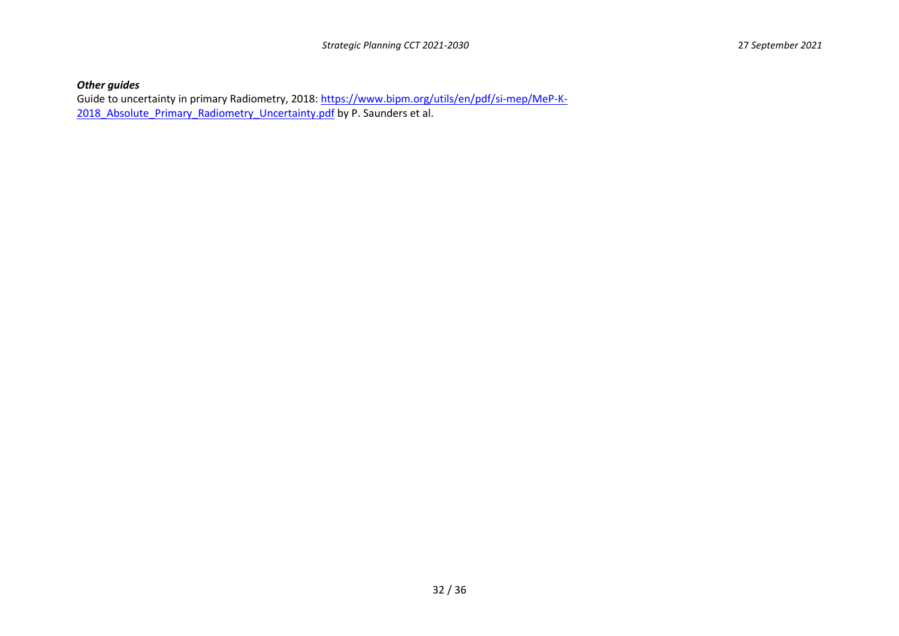***Other guides***

Guide to uncertainty in primary Radiometry, 2018: [https://www.bipm.org/utils/en/pdf/si-mep/MeP-K-2018_Absolute_Primary_Radiometry_Uncertainty.pdf](https://www.bipm.org/utils/en/pdf/si-mep/MeP-K-2018_Absolute_Primary_Radiometry_Uncertainty.pdf) by P. Saunders et al.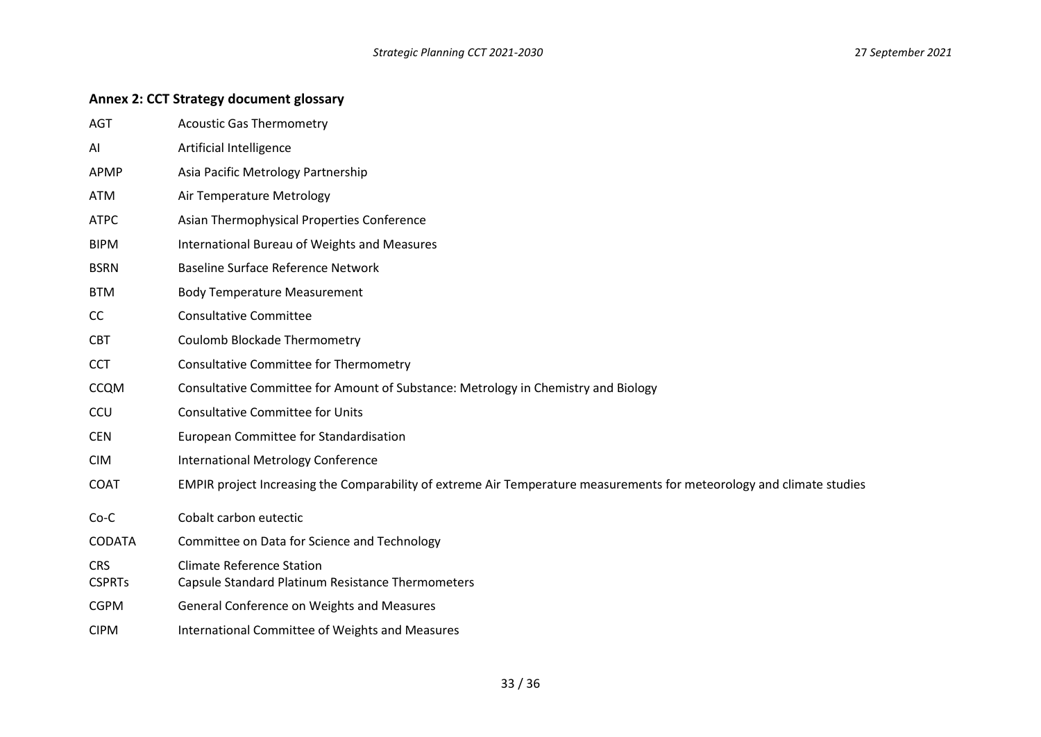## Annex 2: CCT Strategy document glossary

| | |
|---|---|
| AGT | Acoustic Gas Thermometry |
| AI | Artificial Intelligence |
| APMP | Asia Pacific Metrology Partnership |
| ATM | Air Temperature Metrology |
| ATPC | Asian Thermophysical Properties Conference |
| BIPM | International Bureau of Weights and Measures |
| BSRN | Baseline Surface Reference Network |
| BTM | Body Temperature Measurement |
| CC | Consultative Committee |
| CBT | Coulomb Blockade Thermometry |
| CCT | Consultative Committee for Thermometry |
| CCQM | Consultative Committee for Amount of Substance: Metrology in Chemistry and Biology |
| CCU | Consultative Committee for Units |
| CEN | European Committee for Standardisation |
| CIM | International Metrology Conference |
| COAT | EMPIR project Increasing the Comparability of extreme Air Temperature measurements for meteorology and climate studies |
| Co-C | Cobalt carbon eutectic |
| CODATA | Committee on Data for Science and Technology |
| CRS | Climate Reference Station |
| CSPRTs | Capsule Standard Platinum Resistance Thermometers |
| CGPM | General Conference on Weights and Measures |
| CIPM | International Committee of Weights and Measures |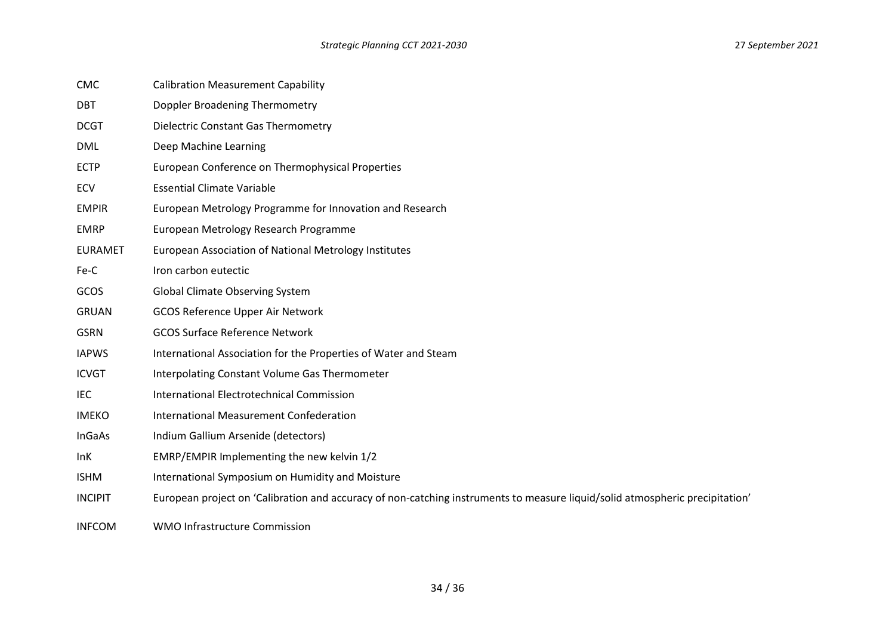| | |
|---|---|
| CMC | Calibration Measurement Capability |
| DBT | Doppler Broadening Thermometry |
| DCGT | Dielectric Constant Gas Thermometry |
| DML | Deep Machine Learning |
| ECTP | European Conference on Thermophysical Properties |
| ECV | Essential Climate Variable |
| EMPIR | European Metrology Programme for Innovation and Research |
| EMRP | European Metrology Research Programme |
| EURAMET | European Association of National Metrology Institutes |
| Fe-C | Iron carbon eutectic |
| GCOS | Global Climate Observing System |
| GRUAN | GCOS Reference Upper Air Network |
| GSRN | GCOS Surface Reference Network |
| IAPWS | International Association for the Properties of Water and Steam |
| ICVGT | Interpolating Constant Volume Gas Thermometer |
| IEC | International Electrotechnical Commission |
| IMEKO | International Measurement Confederation |
| InGaAs | Indium Gallium Arsenide (detectors) |
| InK | EMRP/EMPIR Implementing the new kelvin 1/2 |
| ISHM | International Symposium on Humidity and Moisture |
| INCIPIT | European project on 'Calibration and accuracy of non-catching instruments to measure liquid/solid atmospheric precipitation' |
| INFCOM | WMO Infrastructure Commission |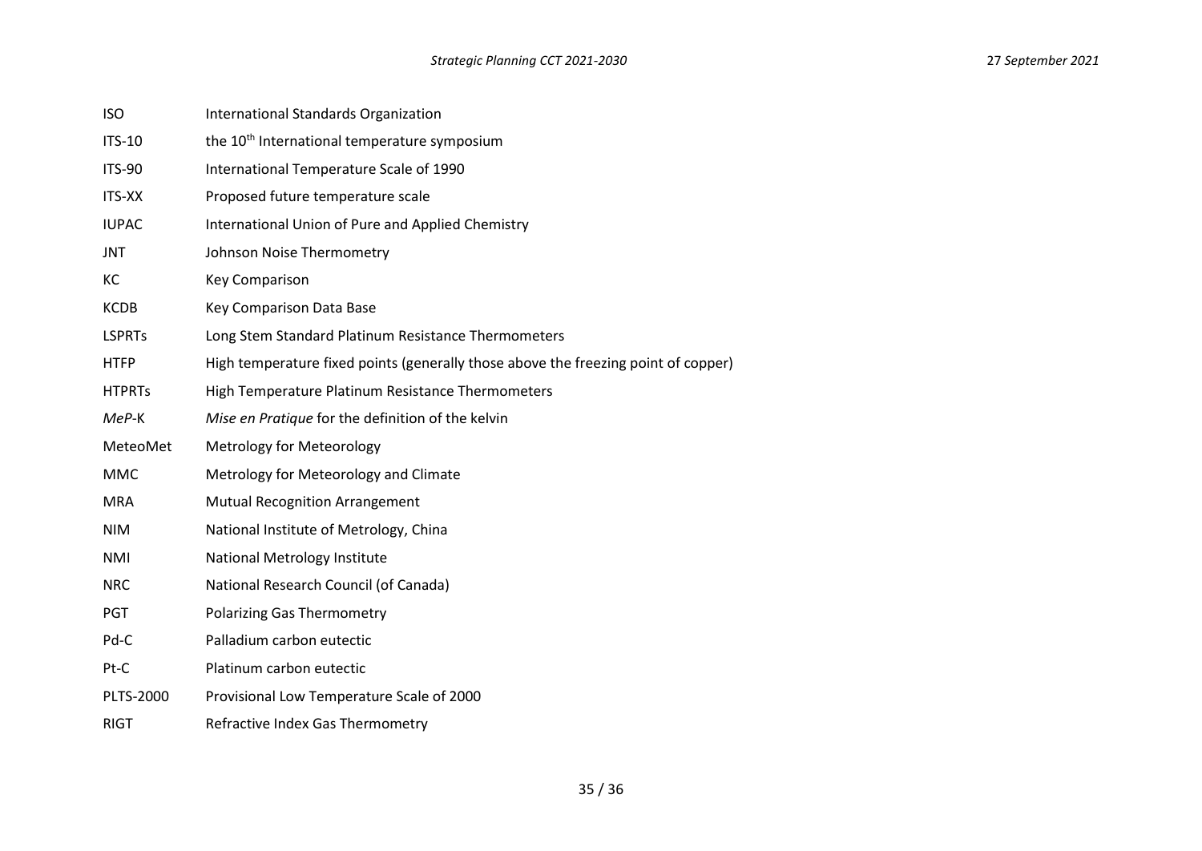| | |
|---|---|
| ISO | International Standards Organization |
| ITS-10 | the 10th International temperature symposium |
| ITS-90 | International Temperature Scale of 1990 |
| ITS-XX | Proposed future temperature scale |
| IUPAC | International Union of Pure and Applied Chemistry |
| JNT | Johnson Noise Thermometry |
| KC | Key Comparison |
| KCDB | Key Comparison Data Base |
| LSPRTs | Long Stem Standard Platinum Resistance Thermometers |
| HTFP | High temperature fixed points (generally those above the freezing point of copper) |
| HTPRTs | High Temperature Platinum Resistance Thermometers |
| *MeP*-K | *Mise en Pratique* for the definition of the kelvin |
| MeteoMet | Metrology for Meteorology |
| MMC | Metrology for Meteorology and Climate |
| MRA | Mutual Recognition Arrangement |
| NIM | National Institute of Metrology, China |
| NMI | National Metrology Institute |
| NRC | National Research Council (of Canada) |
| PGT | Polarizing Gas Thermometry |
| Pd-C | Palladium carbon eutectic |
| Pt-C | Platinum carbon eutectic |
| PLTS-2000 | Provisional Low Temperature Scale of 2000 |
| RIGT | Refractive Index Gas Thermometry |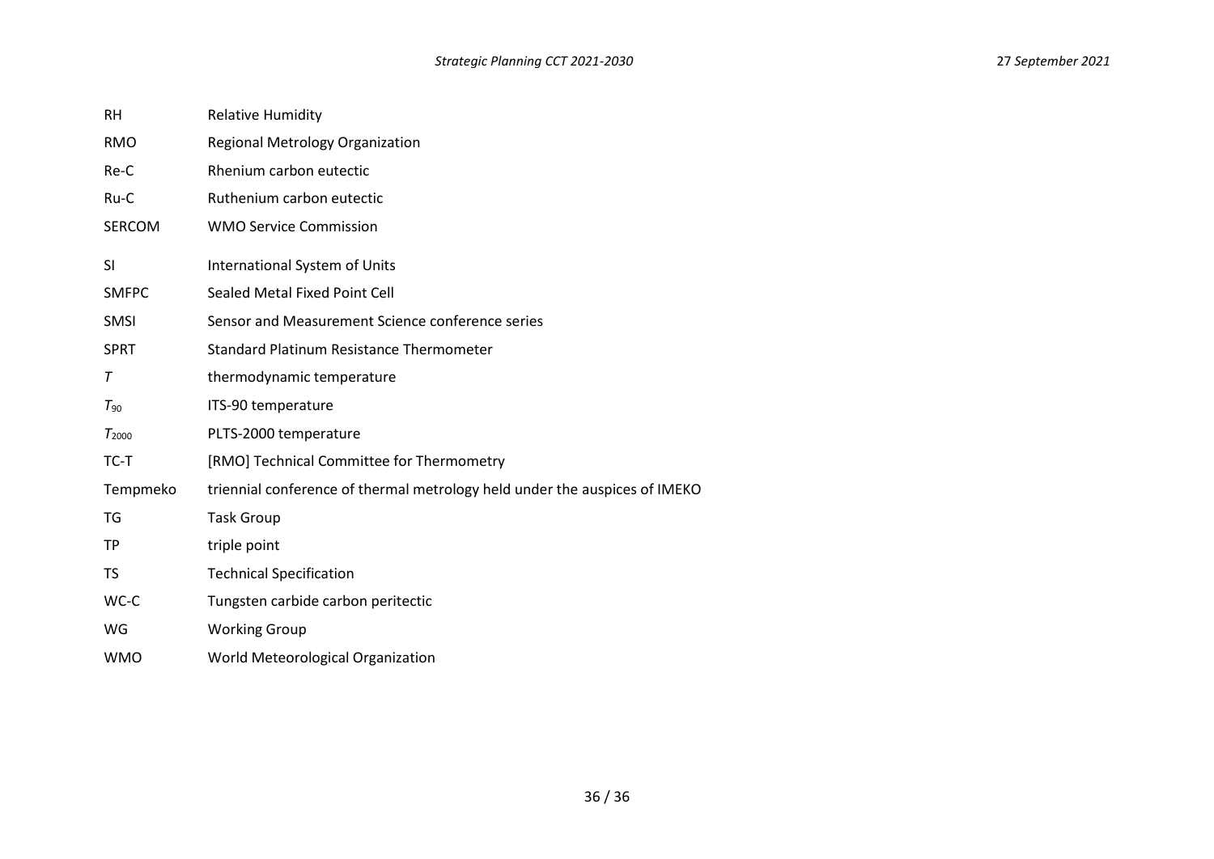| | |
|---|---|
| RH | Relative Humidity |
| RMO | Regional Metrology Organization |
| Re-C | Rhenium carbon eutectic |
| Ru-C | Ruthenium carbon eutectic |
| SERCOM | WMO Service Commission |
| SI | International System of Units |
| SMFPC | Sealed Metal Fixed Point Cell |
| SMSI | Sensor and Measurement Science conference series |
| SPRT | Standard Platinum Resistance Thermometer |
| $T$ | thermodynamic temperature |
| $T_{90}$ | ITS-90 temperature |
| $T_{2000}$ | PLTS-2000 temperature |
| TC-T | [RMO] Technical Committee for Thermometry |
| Tempmeko | triennial conference of thermal metrology held under the auspices of IMEKO |
| TG | Task Group |
| TP | triple point |
| TS | Technical Specification |
| WC-C | Tungsten carbide carbon peritectic |
| WG | Working Group |
| WMO | World Meteorological Organization |